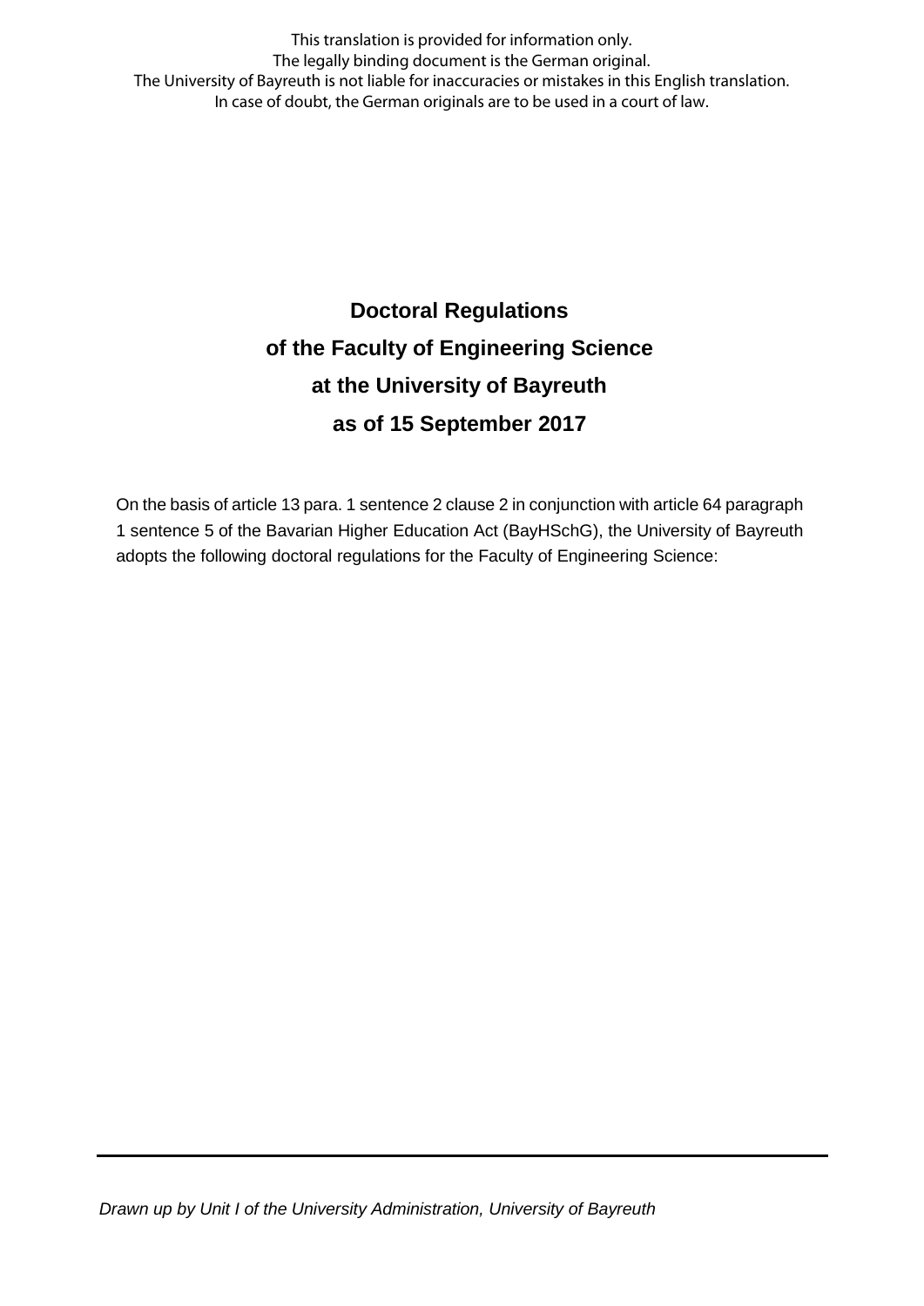This translation is provided for information only.
The legally binding document is the German original.
The University of Bayreuth is not liable for inaccuracies or mistakes in this English translation.
In case of doubt, the German originals are to be used in a court of law.

# Doctoral Regulations of the Faculty of Engineering Science at the University of Bayreuth as of 15 September 2017

On the basis of article 13 para. 1 sentence 2 clause 2 in conjunction with article 64 paragraph 1 sentence 5 of the Bavarian Higher Education Act (BayHSchG), the University of Bayreuth adopts the following doctoral regulations for the Faculty of Engineering Science:

---

*Drawn up by Unit I of the University Administration, University of Bayreuth*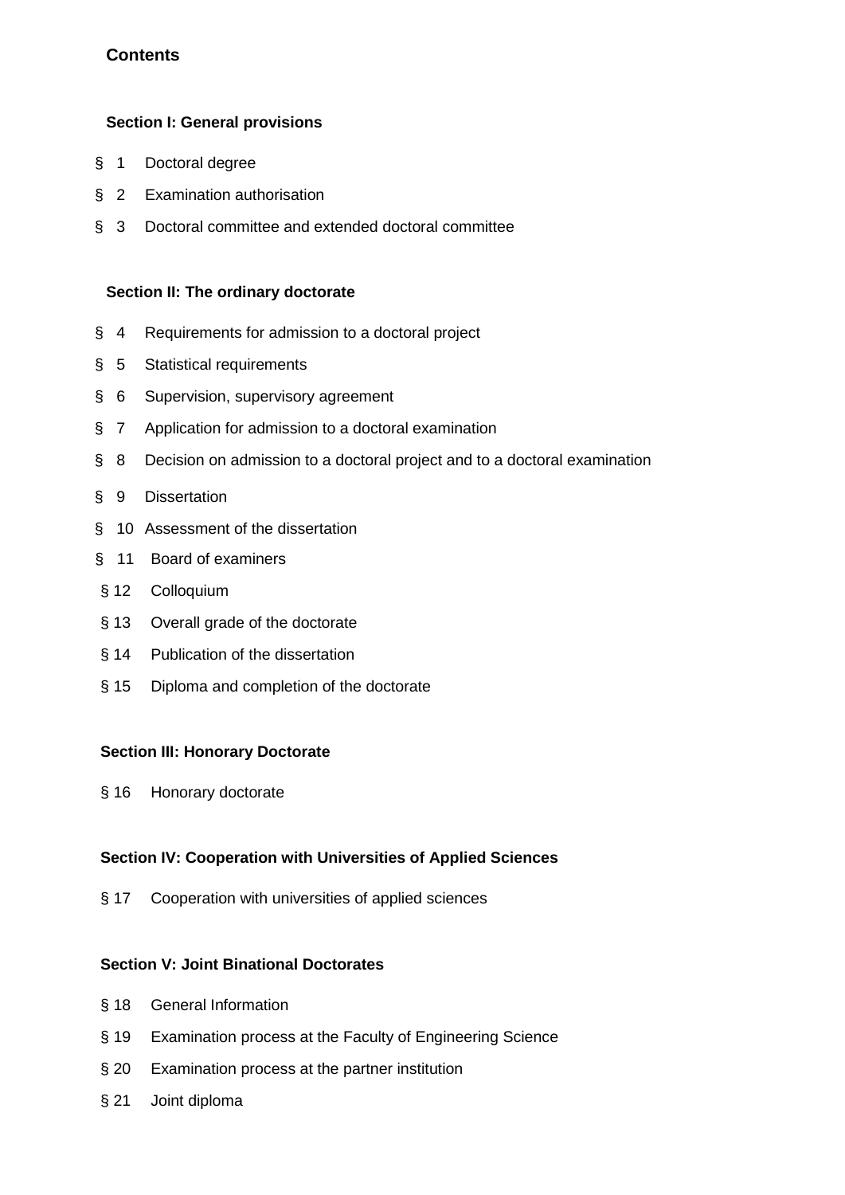## Contents

### Section I: General provisions

§ 1 Doctoral degree

§ 2 Examination authorisation

§ 3 Doctoral committee and extended doctoral committee

### Section II: The ordinary doctorate

§ 4 Requirements for admission to a doctoral project

§ 5 Statistical requirements

§ 6 Supervision, supervisory agreement

§ 7 Application for admission to a doctoral examination

§ 8 Decision on admission to a doctoral project and to a doctoral examination

§ 9 Dissertation

§ 10 Assessment of the dissertation

§ 11 Board of examiners

§ 12 Colloquium

§ 13 Overall grade of the doctorate

§ 14 Publication of the dissertation

§ 15 Diploma and completion of the doctorate

### Section III: Honorary Doctorate

§ 16 Honorary doctorate

### Section IV: Cooperation with Universities of Applied Sciences

§ 17 Cooperation with universities of applied sciences

### Section V: Joint Binational Doctorates

§ 18 General Information

§ 19 Examination process at the Faculty of Engineering Science

§ 20 Examination process at the partner institution

§ 21 Joint diploma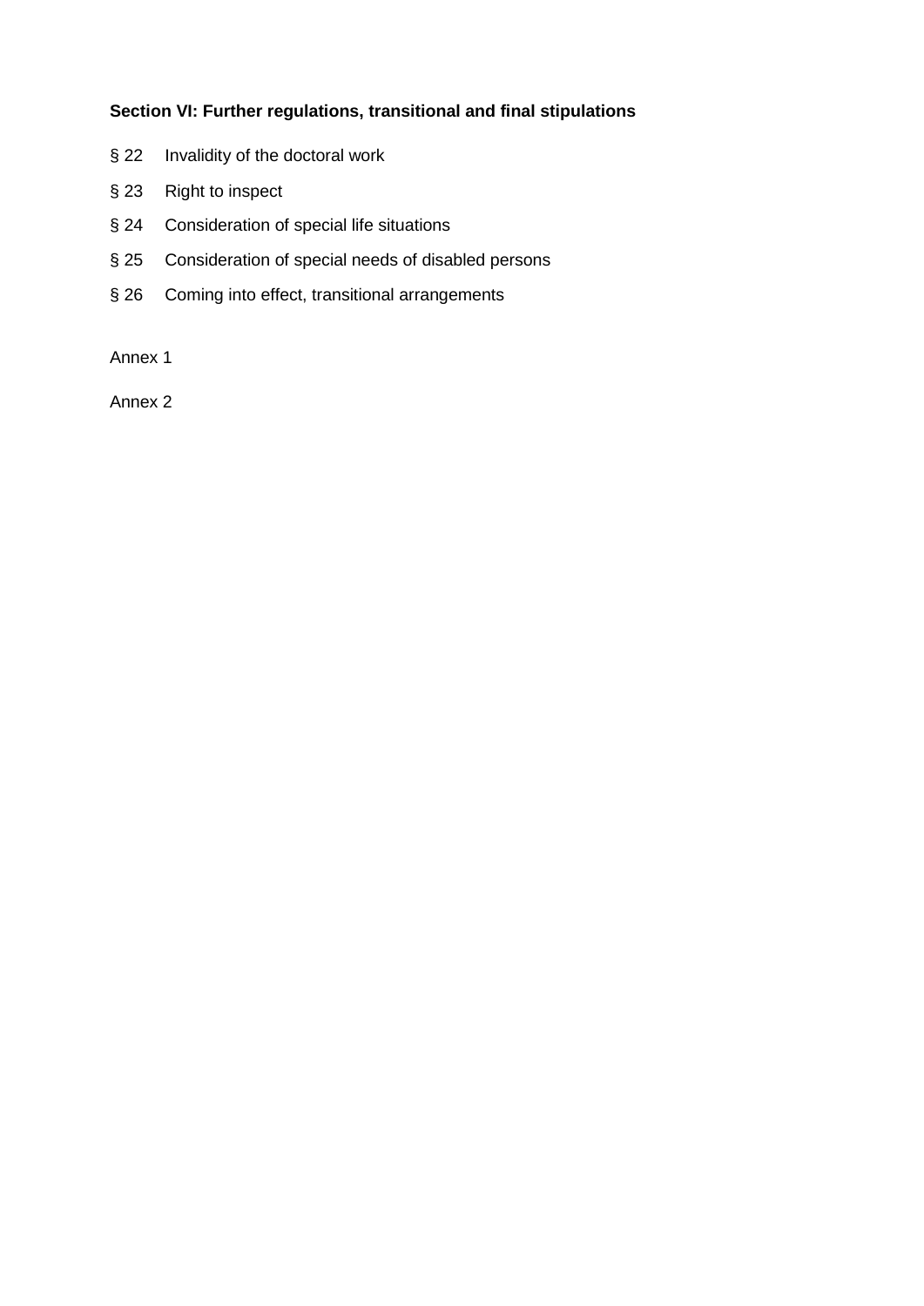**Section VI: Further regulations, transitional and final stipulations**

§ 22 Invalidity of the doctoral work

§ 23 Right to inspect

§ 24 Consideration of special life situations

§ 25 Consideration of special needs of disabled persons

§ 26 Coming into effect, transitional arrangements

Annex 1

Annex 2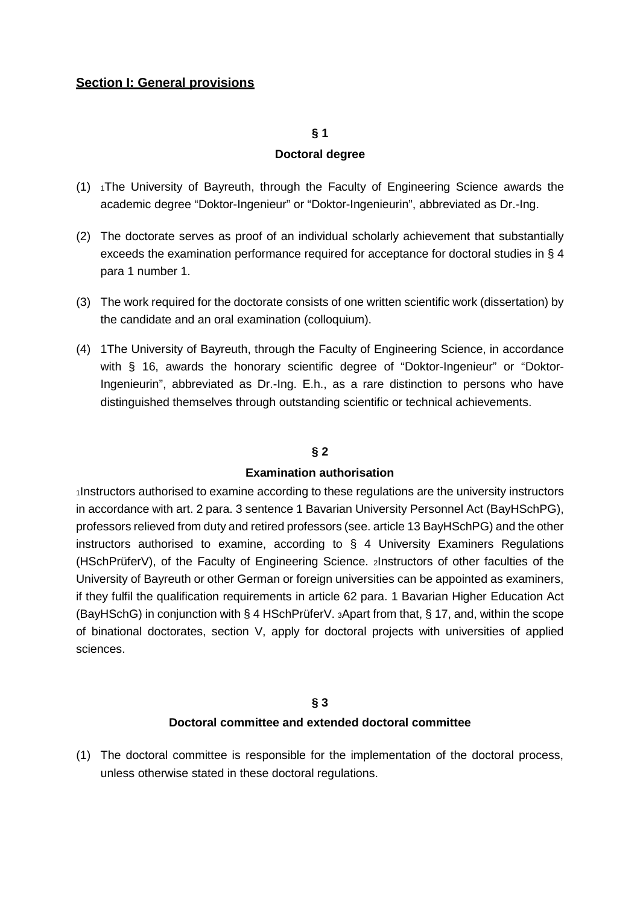## Section I: General provisions

### § 1
### Doctoral degree

(1) 1The University of Bayreuth, through the Faculty of Engineering Science awards the academic degree "Doktor-Ingenieur" or "Doktor-Ingenieurin", abbreviated as Dr.-Ing.

(2) The doctorate serves as proof of an individual scholarly achievement that substantially exceeds the examination performance required for acceptance for doctoral studies in § 4 para 1 number 1.

(3) The work required for the doctorate consists of one written scientific work (dissertation) by the candidate and an oral examination (colloquium).

(4) 1The University of Bayreuth, through the Faculty of Engineering Science, in accordance with § 16, awards the honorary scientific degree of "Doktor-Ingenieur" or "Doktor-Ingenieurin", abbreviated as Dr.-Ing. E.h., as a rare distinction to persons who have distinguished themselves through outstanding scientific or technical achievements.

### § 2
### Examination authorisation

1Instructors authorised to examine according to these regulations are the university instructors in accordance with art. 2 para. 3 sentence 1 Bavarian University Personnel Act (BayHSchPG), professors relieved from duty and retired professors (see. article 13 BayHSchPG) and the other instructors authorised to examine, according to § 4 University Examiners Regulations (HSchPrüferV), of the Faculty of Engineering Science. 2Instructors of other faculties of the University of Bayreuth or other German or foreign universities can be appointed as examiners, if they fulfil the qualification requirements in article 62 para. 1 Bavarian Higher Education Act (BayHSchG) in conjunction with § 4 HSchPrüferV. 3Apart from that, § 17, and, within the scope of binational doctorates, section V, apply for doctoral projects with universities of applied sciences.

### § 3
### Doctoral committee and extended doctoral committee

(1) The doctoral committee is responsible for the implementation of the doctoral process, unless otherwise stated in these doctoral regulations.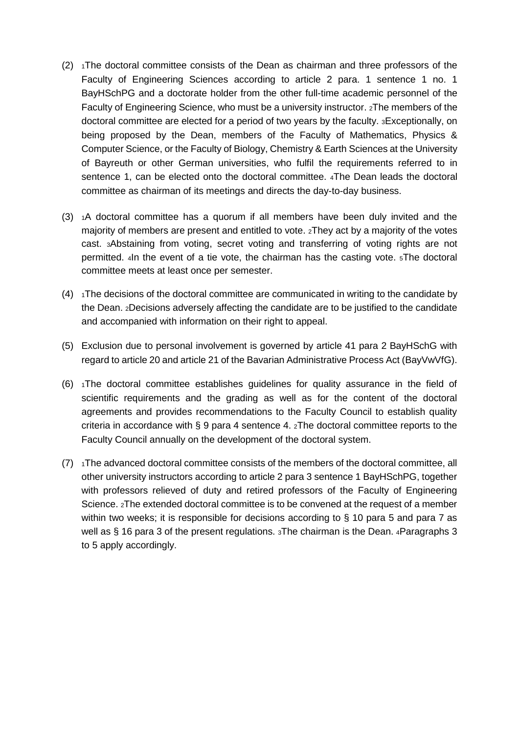(2) [1]The doctoral committee consists of the Dean as chairman and three professors of the Faculty of Engineering Sciences according to article 2 para. 1 sentence 1 no. 1 BayHSchPG and a doctorate holder from the other full-time academic personnel of the Faculty of Engineering Science, who must be a university instructor. [2]The members of the doctoral committee are elected for a period of two years by the faculty. [3]Exceptionally, on being proposed by the Dean, members of the Faculty of Mathematics, Physics & Computer Science, or the Faculty of Biology, Chemistry & Earth Sciences at the University of Bayreuth or other German universities, who fulfil the requirements referred to in sentence 1, can be elected onto the doctoral committee. [4]The Dean leads the doctoral committee as chairman of its meetings and directs the day-to-day business.

(3) [1]A doctoral committee has a quorum if all members have been duly invited and the majority of members are present and entitled to vote. [2]They act by a majority of the votes cast. [3]Abstaining from voting, secret voting and transferring of voting rights are not permitted. [4]In the event of a tie vote, the chairman has the casting vote. [5]The doctoral committee meets at least once per semester.

(4) [1]The decisions of the doctoral committee are communicated in writing to the candidate by the Dean. [2]Decisions adversely affecting the candidate are to be justified to the candidate and accompanied with information on their right to appeal.

(5) Exclusion due to personal involvement is governed by article 41 para 2 BayHSchG with regard to article 20 and article 21 of the Bavarian Administrative Process Act (BayVwVfG).

(6) [1]The doctoral committee establishes guidelines for quality assurance in the field of scientific requirements and the grading as well as for the content of the doctoral agreements and provides recommendations to the Faculty Council to establish quality criteria in accordance with § 9 para 4 sentence 4. [2]The doctoral committee reports to the Faculty Council annually on the development of the doctoral system.

(7) [1]The advanced doctoral committee consists of the members of the doctoral committee, all other university instructors according to article 2 para 3 sentence 1 BayHSchPG, together with professors relieved of duty and retired professors of the Faculty of Engineering Science. [2]The extended doctoral committee is to be convened at the request of a member within two weeks; it is responsible for decisions according to § 10 para 5 and para 7 as well as § 16 para 3 of the present regulations. [3]The chairman is the Dean. [4]Paragraphs 3 to 5 apply accordingly.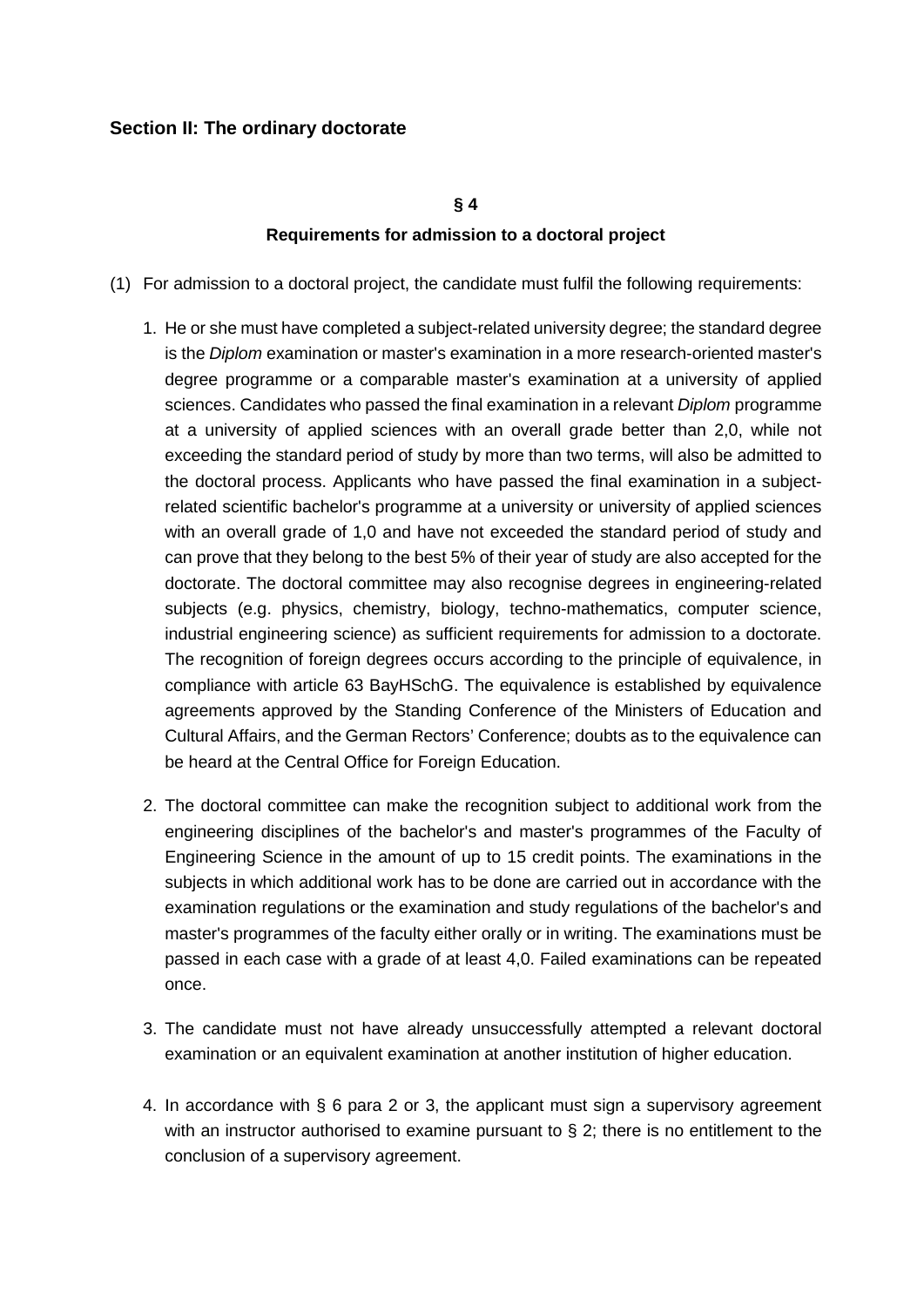## Section II: The ordinary doctorate

### § 4

### Requirements for admission to a doctoral project

(1) For admission to a doctoral project, the candidate must fulfil the following requirements:

1. He or she must have completed a subject-related university degree; the standard degree is the *Diplom* examination or master's examination in a more research-oriented master's degree programme or a comparable master's examination at a university of applied sciences. Candidates who passed the final examination in a relevant *Diplom* programme at a university of applied sciences with an overall grade better than 2,0, while not exceeding the standard period of study by more than two terms, will also be admitted to the doctoral process. Applicants who have passed the final examination in a subject-related scientific bachelor's programme at a university or university of applied sciences with an overall grade of 1,0 and have not exceeded the standard period of study and can prove that they belong to the best 5% of their year of study are also accepted for the doctorate. The doctoral committee may also recognise degrees in engineering-related subjects (e.g. physics, chemistry, biology, techno-mathematics, computer science, industrial engineering science) as sufficient requirements for admission to a doctorate. The recognition of foreign degrees occurs according to the principle of equivalence, in compliance with article 63 BayHSchG. The equivalence is established by equivalence agreements approved by the Standing Conference of the Ministers of Education and Cultural Affairs, and the German Rectors' Conference; doubts as to the equivalence can be heard at the Central Office for Foreign Education.

2. The doctoral committee can make the recognition subject to additional work from the engineering disciplines of the bachelor's and master's programmes of the Faculty of Engineering Science in the amount of up to 15 credit points. The examinations in the subjects in which additional work has to be done are carried out in accordance with the examination regulations or the examination and study regulations of the bachelor's and master's programmes of the faculty either orally or in writing. The examinations must be passed in each case with a grade of at least 4,0. Failed examinations can be repeated once.

3. The candidate must not have already unsuccessfully attempted a relevant doctoral examination or an equivalent examination at another institution of higher education.

4. In accordance with § 6 para 2 or 3, the applicant must sign a supervisory agreement with an instructor authorised to examine pursuant to § 2; there is no entitlement to the conclusion of a supervisory agreement.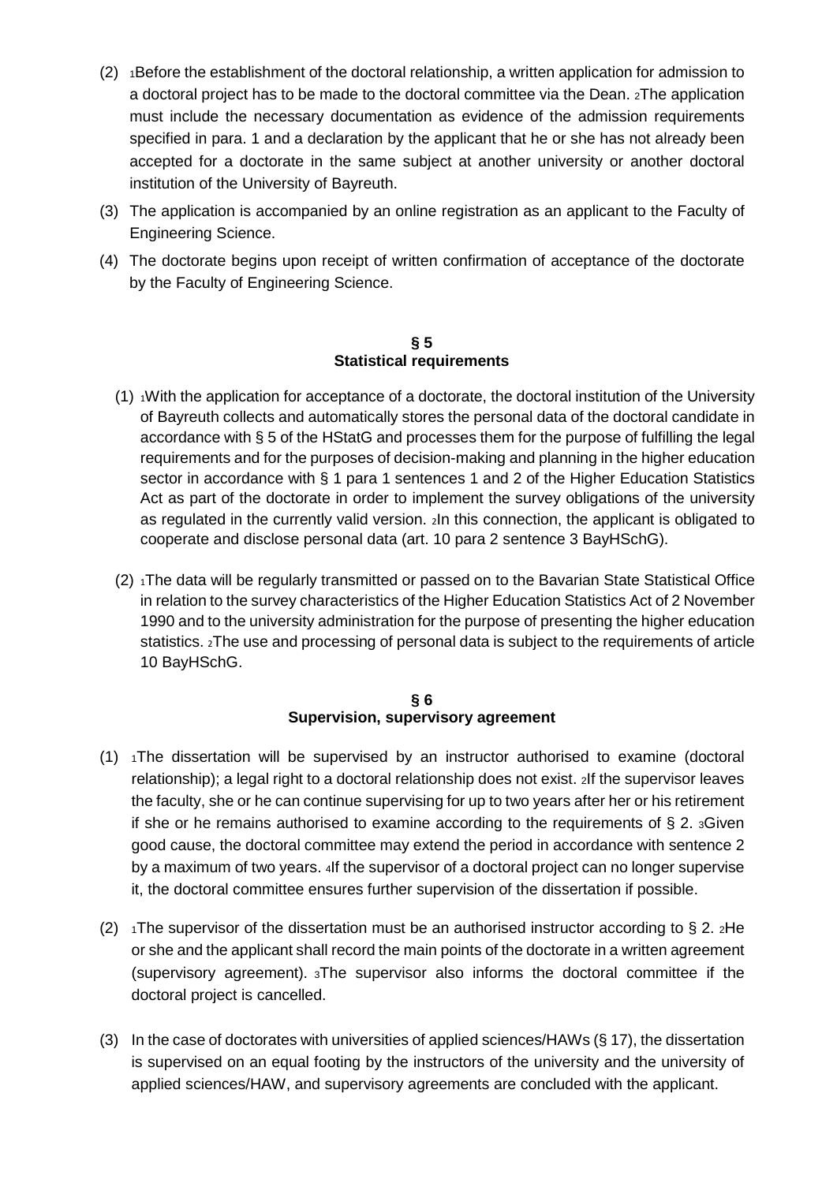(2) [1]Before the establishment of the doctoral relationship, a written application for admission to a doctoral project has to be made to the doctoral committee via the Dean. [2]The application must include the necessary documentation as evidence of the admission requirements specified in para. 1 and a declaration by the applicant that he or she has not already been accepted for a doctorate in the same subject at another university or another doctoral institution of the University of Bayreuth.

(3) The application is accompanied by an online registration as an applicant to the Faculty of Engineering Science.

(4) The doctorate begins upon receipt of written confirmation of acceptance of the doctorate by the Faculty of Engineering Science.

## § 5
## Statistical requirements

(1) [1]With the application for acceptance of a doctorate, the doctoral institution of the University of Bayreuth collects and automatically stores the personal data of the doctoral candidate in accordance with § 5 of the HStatG and processes them for the purpose of fulfilling the legal requirements and for the purposes of decision-making and planning in the higher education sector in accordance with § 1 para 1 sentences 1 and 2 of the Higher Education Statistics Act as part of the doctorate in order to implement the survey obligations of the university as regulated in the currently valid version. [2]In this connection, the applicant is obligated to cooperate and disclose personal data (art. 10 para 2 sentence 3 BayHSchG).

(2) [1]The data will be regularly transmitted or passed on to the Bavarian State Statistical Office in relation to the survey characteristics of the Higher Education Statistics Act of 2 November 1990 and to the university administration for the purpose of presenting the higher education statistics. [2]The use and processing of personal data is subject to the requirements of article 10 BayHSchG.

## § 6
## Supervision, supervisory agreement

(1) [1]The dissertation will be supervised by an instructor authorised to examine (doctoral relationship); a legal right to a doctoral relationship does not exist. [2]If the supervisor leaves the faculty, she or he can continue supervising for up to two years after her or his retirement if she or he remains authorised to examine according to the requirements of § 2. [3]Given good cause, the doctoral committee may extend the period in accordance with sentence 2 by a maximum of two years. [4]If the supervisor of a doctoral project can no longer supervise it, the doctoral committee ensures further supervision of the dissertation if possible.

(2) [1]The supervisor of the dissertation must be an authorised instructor according to § 2. [2]He or she and the applicant shall record the main points of the doctorate in a written agreement (supervisory agreement). [3]The supervisor also informs the doctoral committee if the doctoral project is cancelled.

(3) In the case of doctorates with universities of applied sciences/HAWs (§ 17), the dissertation is supervised on an equal footing by the instructors of the university and the university of applied sciences/HAW, and supervisory agreements are concluded with the applicant.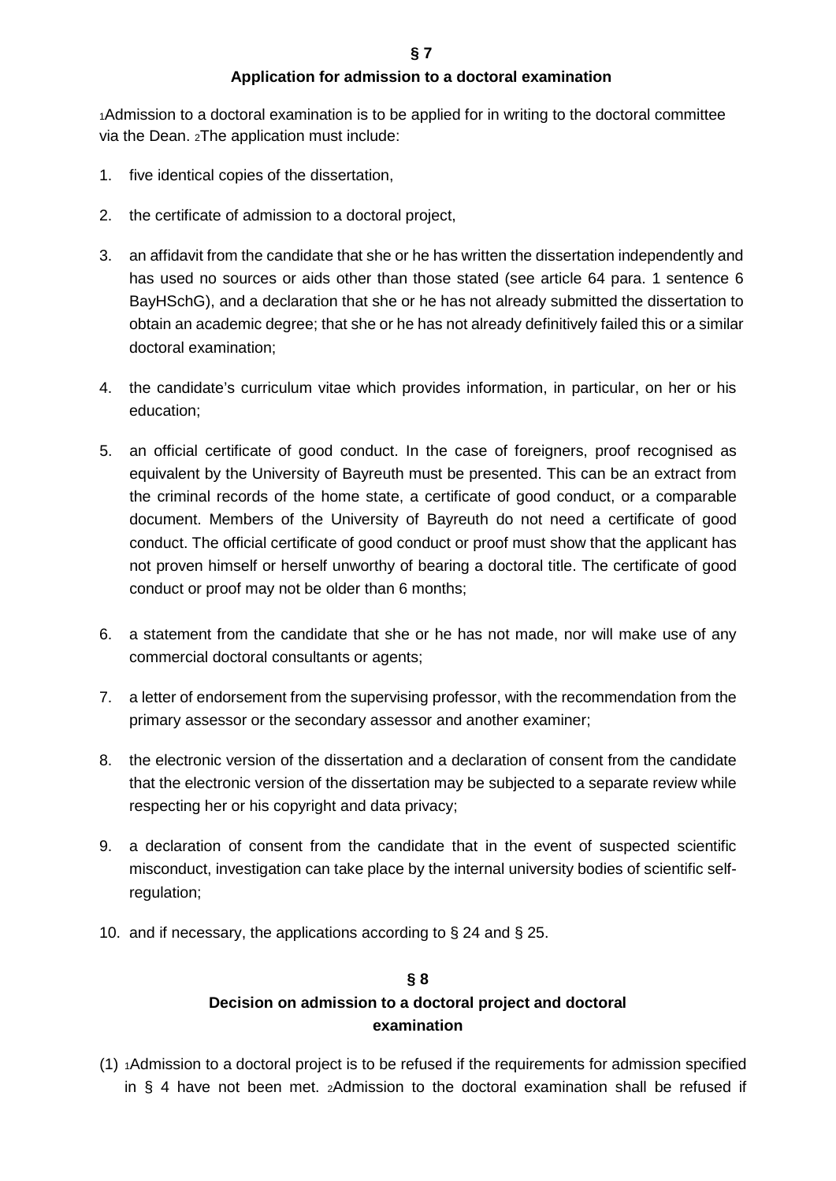## § 7
### Application for admission to a doctoral examination

[1]Admission to a doctoral examination is to be applied for in writing to the doctoral committee via the Dean. [2]The application must include:

1. five identical copies of the dissertation,
2. the certificate of admission to a doctoral project,
3. an affidavit from the candidate that she or he has written the dissertation independently and has used no sources or aids other than those stated (see article 64 para. 1 sentence 6 BayHSchG), and a declaration that she or he has not already submitted the dissertation to obtain an academic degree; that she or he has not already definitively failed this or a similar doctoral examination;
4. the candidate's curriculum vitae which provides information, in particular, on her or his education;
5. an official certificate of good conduct. In the case of foreigners, proof recognised as equivalent by the University of Bayreuth must be presented. This can be an extract from the criminal records of the home state, a certificate of good conduct, or a comparable document. Members of the University of Bayreuth do not need a certificate of good conduct. The official certificate of good conduct or proof must show that the applicant has not proven himself or herself unworthy of bearing a doctoral title. The certificate of good conduct or proof may not be older than 6 months;
6. a statement from the candidate that she or he has not made, nor will make use of any commercial doctoral consultants or agents;
7. a letter of endorsement from the supervising professor, with the recommendation from the primary assessor or the secondary assessor and another examiner;
8. the electronic version of the dissertation and a declaration of consent from the candidate that the electronic version of the dissertation may be subjected to a separate review while respecting her or his copyright and data privacy;
9. a declaration of consent from the candidate that in the event of suspected scientific misconduct, investigation can take place by the internal university bodies of scientific self-regulation;
10. and if necessary, the applications according to § 24 and § 25.

## § 8
### Decision on admission to a doctoral project and doctoral examination

(1) [1]Admission to a doctoral project is to be refused if the requirements for admission specified in § 4 have not been met. [2]Admission to the doctoral examination shall be refused if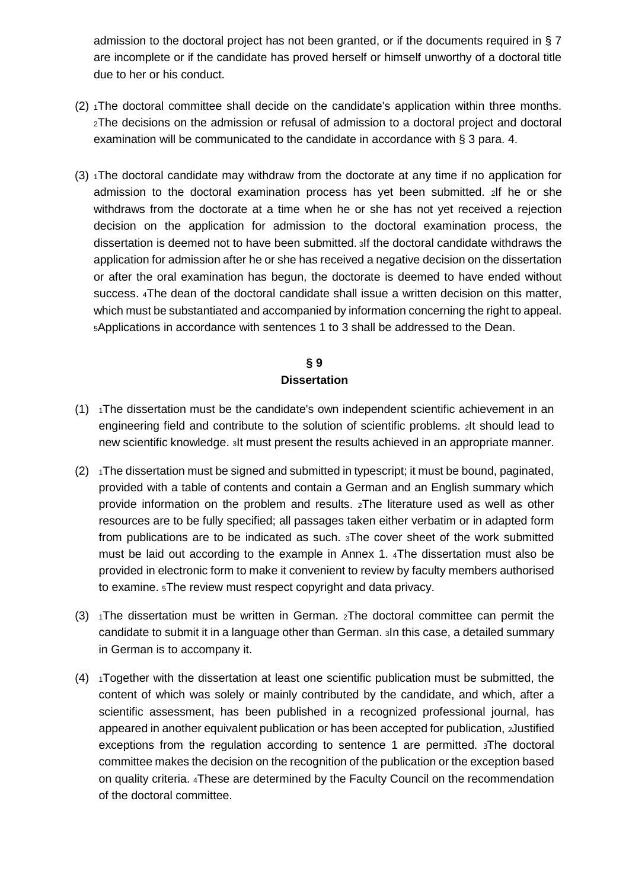admission to the doctoral project has not been granted, or if the documents required in § 7 are incomplete or if the candidate has proved herself or himself unworthy of a doctoral title due to her or his conduct.

(2) 1The doctoral committee shall decide on the candidate's application within three months. 2The decisions on the admission or refusal of admission to a doctoral project and doctoral examination will be communicated to the candidate in accordance with § 3 para. 4.

(3) 1The doctoral candidate may withdraw from the doctorate at any time if no application for admission to the doctoral examination process has yet been submitted. 2If he or she withdraws from the doctorate at a time when he or she has not yet received a rejection decision on the application for admission to the doctoral examination process, the dissertation is deemed not to have been submitted. 3If the doctoral candidate withdraws the application for admission after he or she has received a negative decision on the dissertation or after the oral examination has begun, the doctorate is deemed to have ended without success. 4The dean of the doctoral candidate shall issue a written decision on this matter, which must be substantiated and accompanied by information concerning the right to appeal. 5Applications in accordance with sentences 1 to 3 shall be addressed to the Dean.

## § 9
## Dissertation

(1) 1The dissertation must be the candidate's own independent scientific achievement in an engineering field and contribute to the solution of scientific problems. 2It should lead to new scientific knowledge. 3It must present the results achieved in an appropriate manner.

(2) 1The dissertation must be signed and submitted in typescript; it must be bound, paginated, provided with a table of contents and contain a German and an English summary which provide information on the problem and results. 2The literature used as well as other resources are to be fully specified; all passages taken either verbatim or in adapted form from publications are to be indicated as such. 3The cover sheet of the work submitted must be laid out according to the example in Annex 1. 4The dissertation must also be provided in electronic form to make it convenient to review by faculty members authorised to examine. 5The review must respect copyright and data privacy.

(3) 1The dissertation must be written in German. 2The doctoral committee can permit the candidate to submit it in a language other than German. 3In this case, a detailed summary in German is to accompany it.

(4) 1Together with the dissertation at least one scientific publication must be submitted, the content of which was solely or mainly contributed by the candidate, and which, after a scientific assessment, has been published in a recognized professional journal, has appeared in another equivalent publication or has been accepted for publication, 2Justified exceptions from the regulation according to sentence 1 are permitted. 3The doctoral committee makes the decision on the recognition of the publication or the exception based on quality criteria. 4These are determined by the Faculty Council on the recommendation of the doctoral committee.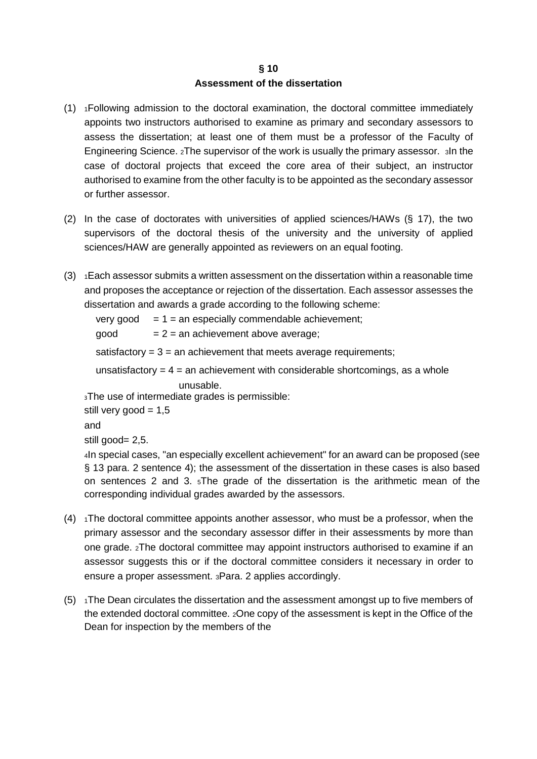**§ 10**

**Assessment of the dissertation**

(1) [1]Following admission to the doctoral examination, the doctoral committee immediately appoints two instructors authorised to examine as primary and secondary assessors to assess the dissertation; at least one of them must be a professor of the Faculty of Engineering Science. [2]The supervisor of the work is usually the primary assessor. [3]In the case of doctoral projects that exceed the core area of their subject, an instructor authorised to examine from the other faculty is to be appointed as the secondary assessor or further assessor.

(2) In the case of doctorates with universities of applied sciences/HAWs (§ 17), the two supervisors of the doctoral thesis of the university and the university of applied sciences/HAW are generally appointed as reviewers on an equal footing.

(3) [1]Each assessor submits a written assessment on the dissertation within a reasonable time and proposes the acceptance or rejection of the dissertation. Each assessor assesses the dissertation and awards a grade according to the following scheme:

very good = 1 = an especially commendable achievement;

good = 2 = an achievement above average;

satisfactory = 3 = an achievement that meets average requirements;

unsatisfactory = 4 = an achievement with considerable shortcomings, as a whole unusable.

[3]The use of intermediate grades is permissible:

still very good = 1,5

and

still good= 2,5.

[4]In special cases, "an especially excellent achievement" for an award can be proposed (see § 13 para. 2 sentence 4); the assessment of the dissertation in these cases is also based on sentences 2 and 3. [5]The grade of the dissertation is the arithmetic mean of the corresponding individual grades awarded by the assessors.

(4) [1]The doctoral committee appoints another assessor, who must be a professor, when the primary assessor and the secondary assessor differ in their assessments by more than one grade. [2]The doctoral committee may appoint instructors authorised to examine if an assessor suggests this or if the doctoral committee considers it necessary in order to ensure a proper assessment. [3]Para. 2 applies accordingly.

(5) [1]The Dean circulates the dissertation and the assessment amongst up to five members of the extended doctoral committee. [2]One copy of the assessment is kept in the Office of the Dean for inspection by the members of the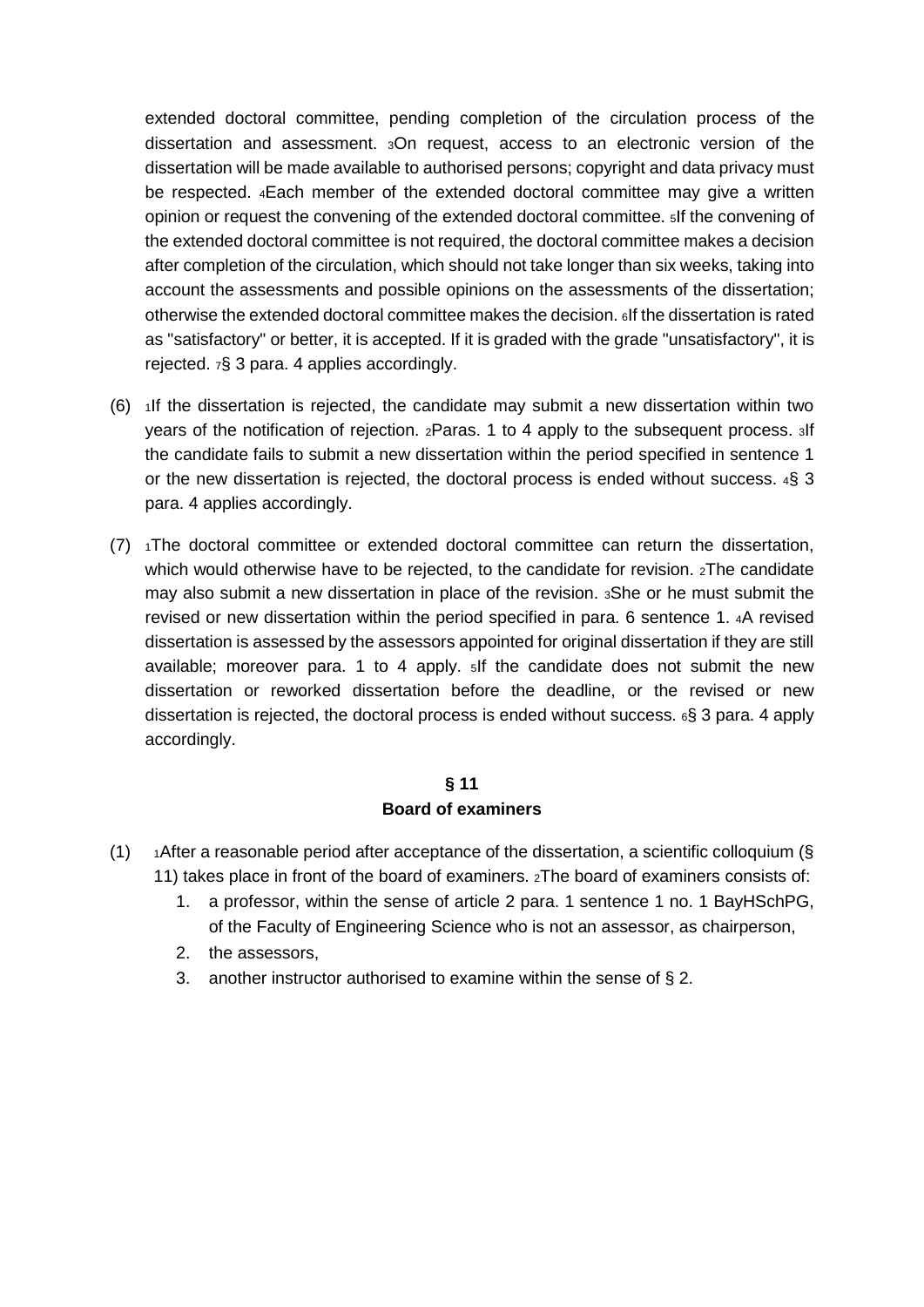extended doctoral committee, pending completion of the circulation process of the dissertation and assessment. 3On request, access to an electronic version of the dissertation will be made available to authorised persons; copyright and data privacy must be respected. 4Each member of the extended doctoral committee may give a written opinion or request the convening of the extended doctoral committee. 5If the convening of the extended doctoral committee is not required, the doctoral committee makes a decision after completion of the circulation, which should not take longer than six weeks, taking into account the assessments and possible opinions on the assessments of the dissertation; otherwise the extended doctoral committee makes the decision. 6If the dissertation is rated as "satisfactory" or better, it is accepted. If it is graded with the grade "unsatisfactory", it is rejected. 7§ 3 para. 4 applies accordingly.

(6) 1If the dissertation is rejected, the candidate may submit a new dissertation within two years of the notification of rejection. 2Paras. 1 to 4 apply to the subsequent process. 3If the candidate fails to submit a new dissertation within the period specified in sentence 1 or the new dissertation is rejected, the doctoral process is ended without success. 4§ 3 para. 4 applies accordingly.

(7) 1The doctoral committee or extended doctoral committee can return the dissertation, which would otherwise have to be rejected, to the candidate for revision. 2The candidate may also submit a new dissertation in place of the revision. 3She or he must submit the revised or new dissertation within the period specified in para. 6 sentence 1. 4A revised dissertation is assessed by the assessors appointed for original dissertation if they are still available; moreover para. 1 to 4 apply. 5If the candidate does not submit the new dissertation or reworked dissertation before the deadline, or the revised or new dissertation is rejected, the doctoral process is ended without success. 6§ 3 para. 4 apply accordingly.

### § 11
### Board of examiners

(1) 1After a reasonable period after acceptance of the dissertation, a scientific colloquium (§ 11) takes place in front of the board of examiners. 2The board of examiners consists of:

1. a professor, within the sense of article 2 para. 1 sentence 1 no. 1 BayHSchPG, of the Faculty of Engineering Science who is not an assessor, as chairperson,
2. the assessors,
3. another instructor authorised to examine within the sense of § 2.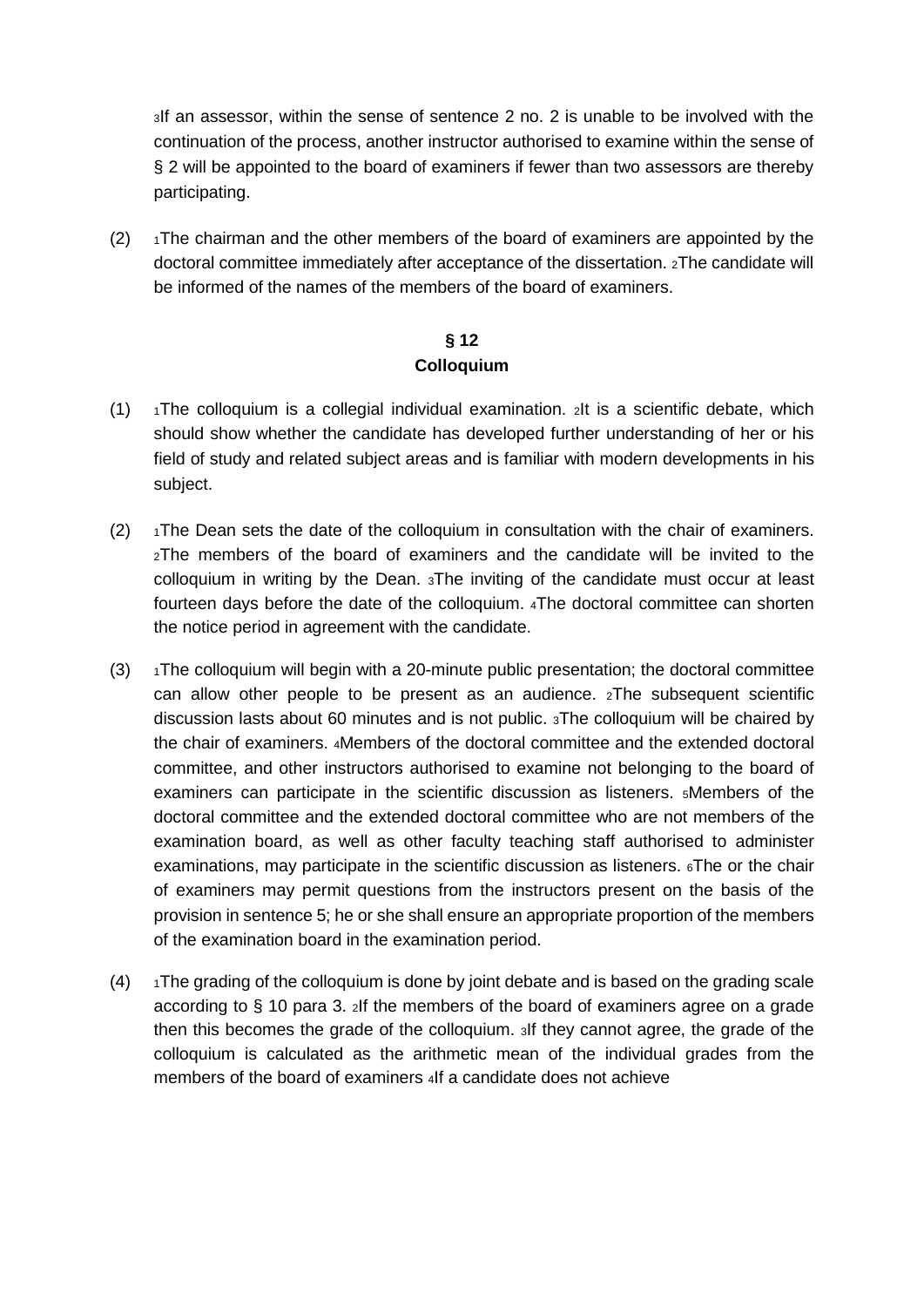3If an assessor, within the sense of sentence 2 no. 2 is unable to be involved with the continuation of the process, another instructor authorised to examine within the sense of § 2 will be appointed to the board of examiners if fewer than two assessors are thereby participating.

(2) 1The chairman and the other members of the board of examiners are appointed by the doctoral committee immediately after acceptance of the dissertation. 2The candidate will be informed of the names of the members of the board of examiners.

### § 12
### Colloquium

(1) 1The colloquium is a collegial individual examination. 2It is a scientific debate, which should show whether the candidate has developed further understanding of her or his field of study and related subject areas and is familiar with modern developments in his subject.

(2) 1The Dean sets the date of the colloquium in consultation with the chair of examiners. 2The members of the board of examiners and the candidate will be invited to the colloquium in writing by the Dean. 3The inviting of the candidate must occur at least fourteen days before the date of the colloquium. 4The doctoral committee can shorten the notice period in agreement with the candidate.

(3) 1The colloquium will begin with a 20-minute public presentation; the doctoral committee can allow other people to be present as an audience. 2The subsequent scientific discussion lasts about 60 minutes and is not public. 3The colloquium will be chaired by the chair of examiners. 4Members of the doctoral committee and the extended doctoral committee, and other instructors authorised to examine not belonging to the board of examiners can participate in the scientific discussion as listeners. 5Members of the doctoral committee and the extended doctoral committee who are not members of the examination board, as well as other faculty teaching staff authorised to administer examinations, may participate in the scientific discussion as listeners. 6The or the chair of examiners may permit questions from the instructors present on the basis of the provision in sentence 5; he or she shall ensure an appropriate proportion of the members of the examination board in the examination period.

(4) 1The grading of the colloquium is done by joint debate and is based on the grading scale according to § 10 para 3. 2If the members of the board of examiners agree on a grade then this becomes the grade of the colloquium. 3If they cannot agree, the grade of the colloquium is calculated as the arithmetic mean of the individual grades from the members of the board of examiners 4If a candidate does not achieve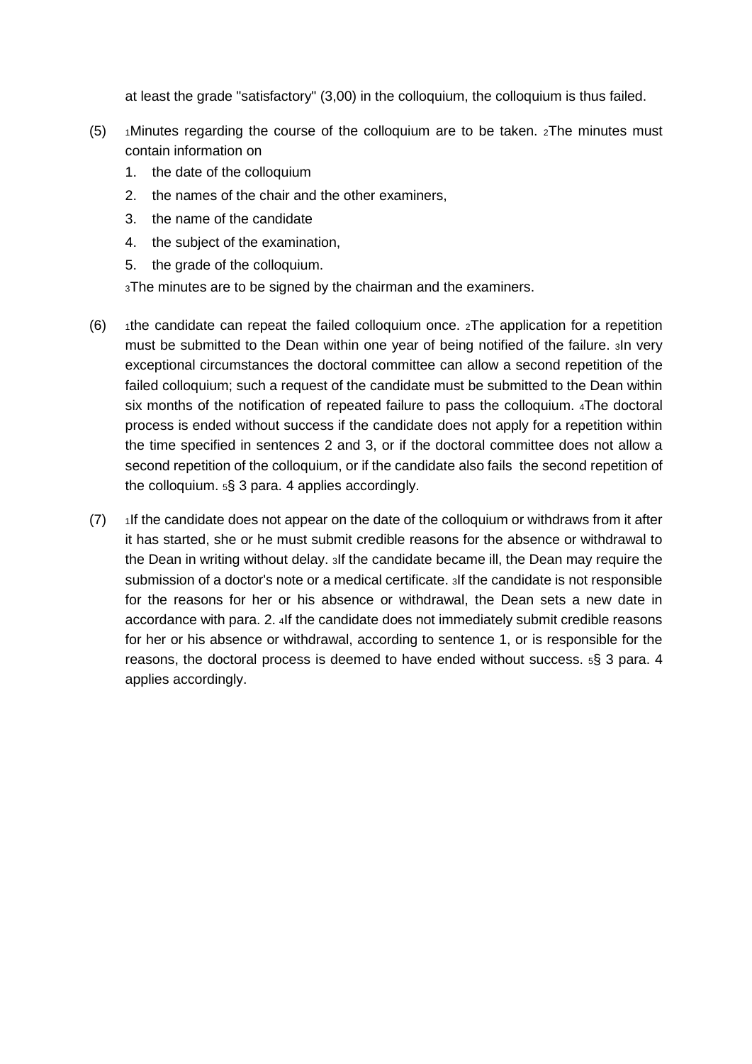at least the grade "satisfactory" (3,00) in the colloquium, the colloquium is thus failed.

(5) 1Minutes regarding the course of the colloquium are to be taken. 2The minutes must contain information on

1. the date of the colloquium
2. the names of the chair and the other examiners,
3. the name of the candidate
4. the subject of the examination,
5. the grade of the colloquium.

3The minutes are to be signed by the chairman and the examiners.

(6) 1the candidate can repeat the failed colloquium once. 2The application for a repetition must be submitted to the Dean within one year of being notified of the failure. 3In very exceptional circumstances the doctoral committee can allow a second repetition of the failed colloquium; such a request of the candidate must be submitted to the Dean within six months of the notification of repeated failure to pass the colloquium. 4The doctoral process is ended without success if the candidate does not apply for a repetition within the time specified in sentences 2 and 3, or if the doctoral committee does not allow a second repetition of the colloquium, or if the candidate also fails the second repetition of the colloquium. 5§ 3 para. 4 applies accordingly.

(7) 1If the candidate does not appear on the date of the colloquium or withdraws from it after it has started, she or he must submit credible reasons for the absence or withdrawal to the Dean in writing without delay. 3If the candidate became ill, the Dean may require the submission of a doctor's note or a medical certificate. 3If the candidate is not responsible for the reasons for her or his absence or withdrawal, the Dean sets a new date in accordance with para. 2. 4If the candidate does not immediately submit credible reasons for her or his absence or withdrawal, according to sentence 1, or is responsible for the reasons, the doctoral process is deemed to have ended without success. 5§ 3 para. 4 applies accordingly.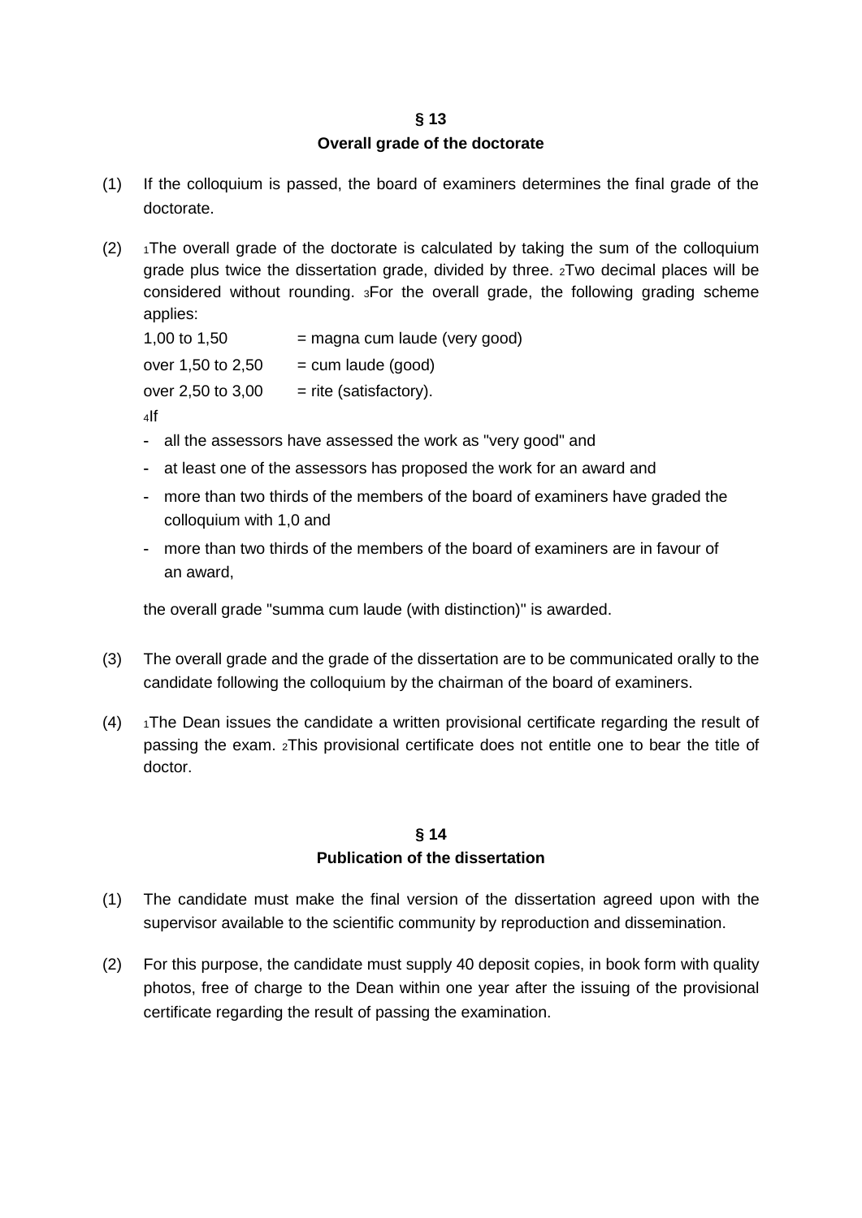## § 13
## Overall grade of the doctorate

(1) If the colloquium is passed, the board of examiners determines the final grade of the doctorate.

(2) [1]The overall grade of the doctorate is calculated by taking the sum of the colloquium grade plus twice the dissertation grade, divided by three. [2]Two decimal places will be considered without rounding. [3]For the overall grade, the following grading scheme applies:

| | |
|---|---|
| 1,00 to 1,50 | = magna cum laude (very good) |
| over 1,50 to 2,50 | = cum laude (good) |
| over 2,50 to 3,00 | = rite (satisfactory). |

[4]If

- all the assessors have assessed the work as "very good" and
- at least one of the assessors has proposed the work for an award and
- more than two thirds of the members of the board of examiners have graded the colloquium with 1,0 and
- more than two thirds of the members of the board of examiners are in favour of an award,

the overall grade "summa cum laude (with distinction)" is awarded.

(3) The overall grade and the grade of the dissertation are to be communicated orally to the candidate following the colloquium by the chairman of the board of examiners.

(4) [1]The Dean issues the candidate a written provisional certificate regarding the result of passing the exam. [2]This provisional certificate does not entitle one to bear the title of doctor.

## § 14
## Publication of the dissertation

(1) The candidate must make the final version of the dissertation agreed upon with the supervisor available to the scientific community by reproduction and dissemination.

(2) For this purpose, the candidate must supply 40 deposit copies, in book form with quality photos, free of charge to the Dean within one year after the issuing of the provisional certificate regarding the result of passing the examination.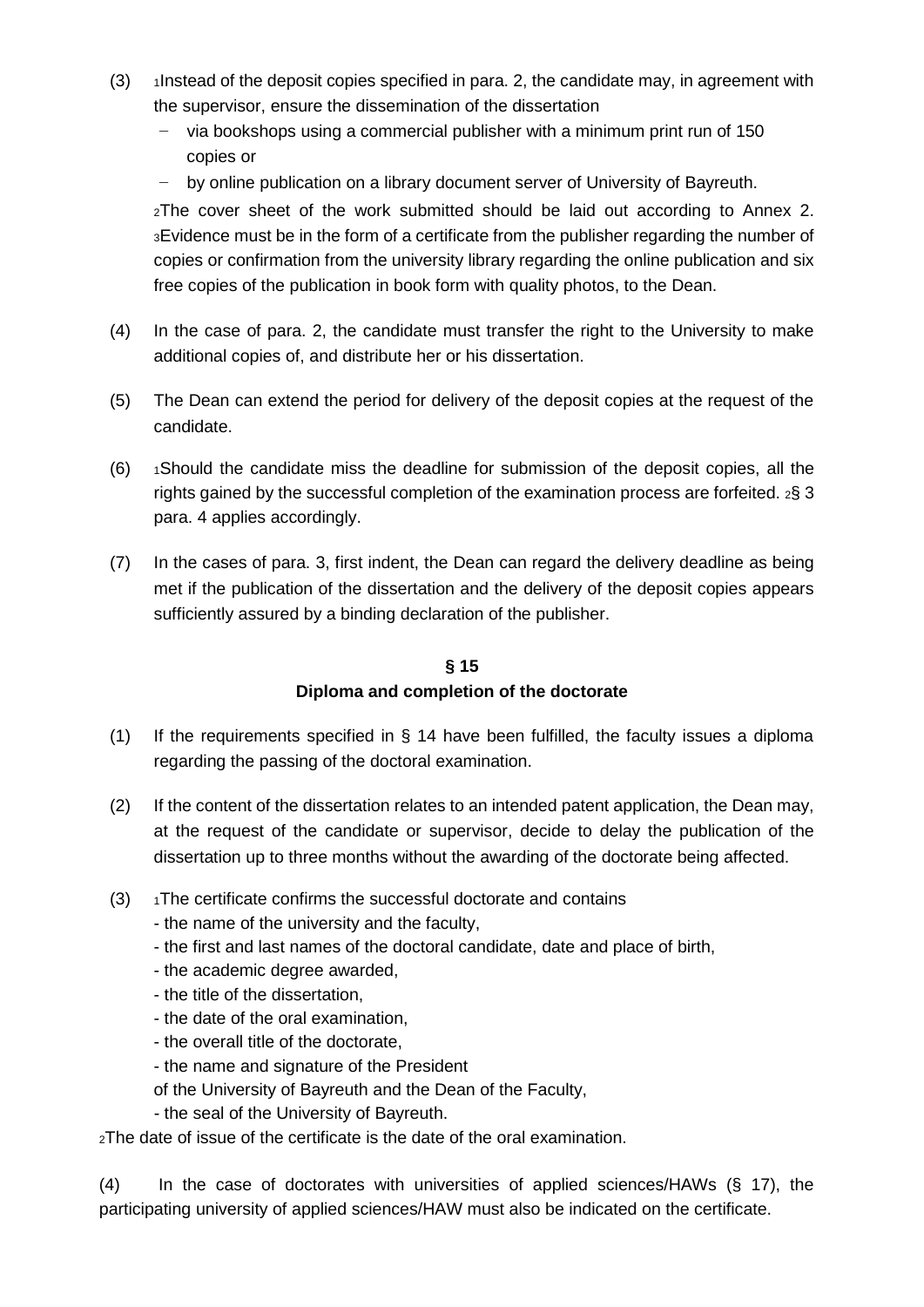(3) [1]Instead of the deposit copies specified in para. 2, the candidate may, in agreement with the supervisor, ensure the dissemination of the dissertation

- via bookshops using a commercial publisher with a minimum print run of 150 copies or
- by online publication on a library document server of University of Bayreuth.

[2]The cover sheet of the work submitted should be laid out according to Annex 2. [3]Evidence must be in the form of a certificate from the publisher regarding the number of copies or confirmation from the university library regarding the online publication and six free copies of the publication in book form with quality photos, to the Dean.

(4) In the case of para. 2, the candidate must transfer the right to the University to make additional copies of, and distribute her or his dissertation.

(5) The Dean can extend the period for delivery of the deposit copies at the request of the candidate.

(6) [1]Should the candidate miss the deadline for submission of the deposit copies, all the rights gained by the successful completion of the examination process are forfeited. [2]§ 3 para. 4 applies accordingly.

(7) In the cases of para. 3, first indent, the Dean can regard the delivery deadline as being met if the publication of the dissertation and the delivery of the deposit copies appears sufficiently assured by a binding declaration of the publisher.

## § 15
## Diploma and completion of the doctorate

(1) If the requirements specified in § 14 have been fulfilled, the faculty issues a diploma regarding the passing of the doctoral examination.

(2) If the content of the dissertation relates to an intended patent application, the Dean may, at the request of the candidate or supervisor, decide to delay the publication of the dissertation up to three months without the awarding of the doctorate being affected.

(3) [1]The certificate confirms the successful doctorate and contains

- the name of the university and the faculty,
- the first and last names of the doctoral candidate, date and place of birth,
- the academic degree awarded,
- the title of the dissertation,
- the date of the oral examination,
- the overall title of the doctorate,
- the name and signature of the President of the University of Bayreuth and the Dean of the Faculty,
- the seal of the University of Bayreuth.

[2]The date of issue of the certificate is the date of the oral examination.

(4) In the case of doctorates with universities of applied sciences/HAWs (§ 17), the participating university of applied sciences/HAW must also be indicated on the certificate.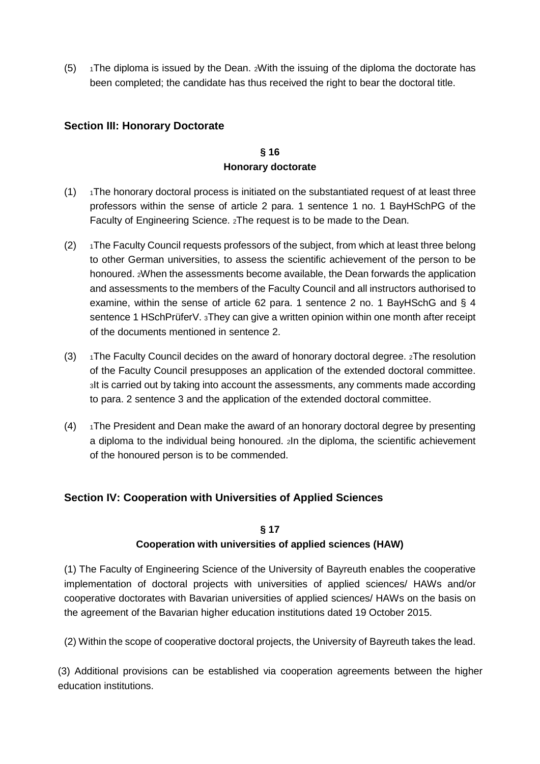(5) [1]The diploma is issued by the Dean. [2]With the issuing of the diploma the doctorate has been completed; the candidate has thus received the right to bear the doctoral title.

## Section III: Honorary Doctorate

### § 16
### Honorary doctorate

(1) [1]The honorary doctoral process is initiated on the substantiated request of at least three professors within the sense of article 2 para. 1 sentence 1 no. 1 BayHSchPG of the Faculty of Engineering Science. [2]The request is to be made to the Dean.

(2) [1]The Faculty Council requests professors of the subject, from which at least three belong to other German universities, to assess the scientific achievement of the person to be honoured. [2]When the assessments become available, the Dean forwards the application and assessments to the members of the Faculty Council and all instructors authorised to examine, within the sense of article 62 para. 1 sentence 2 no. 1 BayHSchG and § 4 sentence 1 HSchPrüferV. [3]They can give a written opinion within one month after receipt of the documents mentioned in sentence 2.

(3) [1]The Faculty Council decides on the award of honorary doctoral degree. [2]The resolution of the Faculty Council presupposes an application of the extended doctoral committee. [3]It is carried out by taking into account the assessments, any comments made according to para. 2 sentence 3 and the application of the extended doctoral committee.

(4) [1]The President and Dean make the award of an honorary doctoral degree by presenting a diploma to the individual being honoured. [2]In the diploma, the scientific achievement of the honoured person is to be commended.

## Section IV: Cooperation with Universities of Applied Sciences

### § 17
### Cooperation with universities of applied sciences (HAW)

(1) The Faculty of Engineering Science of the University of Bayreuth enables the cooperative implementation of doctoral projects with universities of applied sciences/ HAWs and/or cooperative doctorates with Bavarian universities of applied sciences/ HAWs on the basis on the agreement of the Bavarian higher education institutions dated 19 October 2015.

(2) Within the scope of cooperative doctoral projects, the University of Bayreuth takes the lead.

(3) Additional provisions can be established via cooperation agreements between the higher education institutions.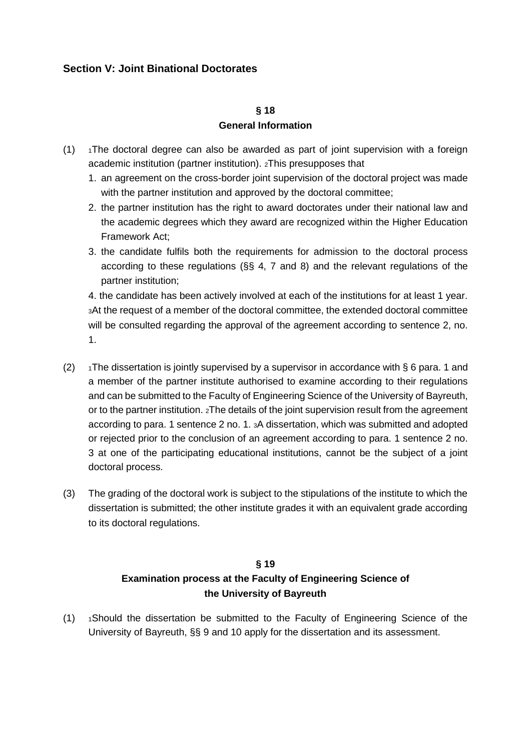### Section V: Joint Binational Doctorates

#### § 18
#### General Information

(1) [1]The doctoral degree can also be awarded as part of joint supervision with a foreign academic institution (partner institution). [2]This presupposes that

1. an agreement on the cross-border joint supervision of the doctoral project was made with the partner institution and approved by the doctoral committee;
2. the partner institution has the right to award doctorates under their national law and the academic degrees which they award are recognized within the Higher Education Framework Act;
3. the candidate fulfils both the requirements for admission to the doctoral process according to these regulations (§§ 4, 7 and 8) and the relevant regulations of the partner institution;
4. the candidate has been actively involved at each of the institutions for at least 1 year.

[3]At the request of a member of the doctoral committee, the extended doctoral committee will be consulted regarding the approval of the agreement according to sentence 2, no. 1.

(2) [1]The dissertation is jointly supervised by a supervisor in accordance with § 6 para. 1 and a member of the partner institute authorised to examine according to their regulations and can be submitted to the Faculty of Engineering Science of the University of Bayreuth, or to the partner institution. [2]The details of the joint supervision result from the agreement according to para. 1 sentence 2 no. 1. [3]A dissertation, which was submitted and adopted or rejected prior to the conclusion of an agreement according to para. 1 sentence 2 no. 3 at one of the participating educational institutions, cannot be the subject of a joint doctoral process.

(3) The grading of the doctoral work is subject to the stipulations of the institute to which the dissertation is submitted; the other institute grades it with an equivalent grade according to its doctoral regulations.

#### § 19
#### Examination process at the Faculty of Engineering Science of the University of Bayreuth

(1) [1]Should the dissertation be submitted to the Faculty of Engineering Science of the University of Bayreuth, §§ 9 and 10 apply for the dissertation and its assessment.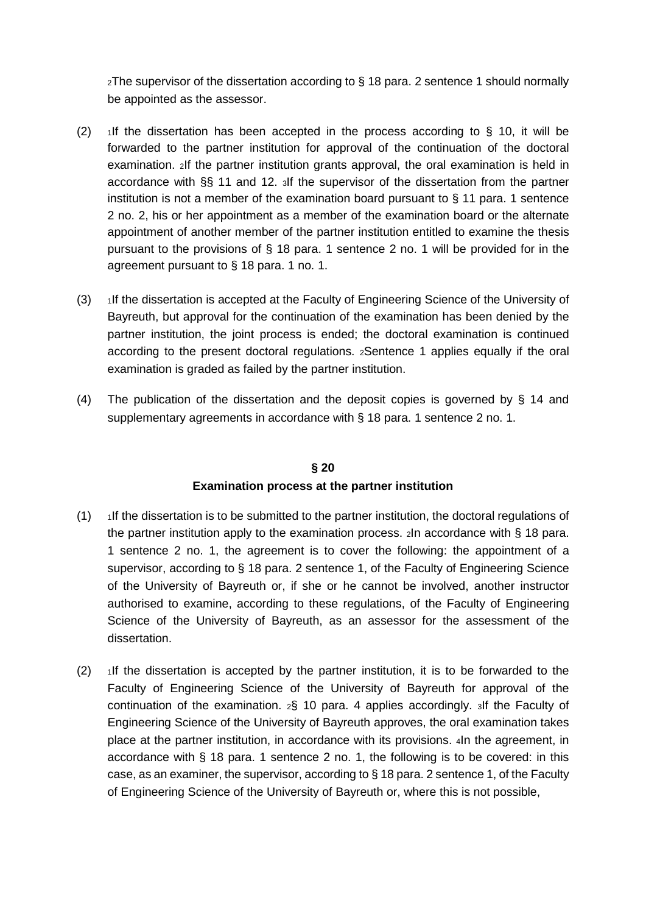[2]The supervisor of the dissertation according to § 18 para. 2 sentence 1 should normally be appointed as the assessor.

(2) [1]If the dissertation has been accepted in the process according to § 10, it will be forwarded to the partner institution for approval of the continuation of the doctoral examination. [2]If the partner institution grants approval, the oral examination is held in accordance with §§ 11 and 12. [3]If the supervisor of the dissertation from the partner institution is not a member of the examination board pursuant to § 11 para. 1 sentence 2 no. 2, his or her appointment as a member of the examination board or the alternate appointment of another member of the partner institution entitled to examine the thesis pursuant to the provisions of § 18 para. 1 sentence 2 no. 1 will be provided for in the agreement pursuant to § 18 para. 1 no. 1.

(3) [1]If the dissertation is accepted at the Faculty of Engineering Science of the University of Bayreuth, but approval for the continuation of the examination has been denied by the partner institution, the joint process is ended; the doctoral examination is continued according to the present doctoral regulations. [2]Sentence 1 applies equally if the oral examination is graded as failed by the partner institution.

(4) The publication of the dissertation and the deposit copies is governed by § 14 and supplementary agreements in accordance with § 18 para. 1 sentence 2 no. 1.

## § 20
## Examination process at the partner institution

(1) [1]If the dissertation is to be submitted to the partner institution, the doctoral regulations of the partner institution apply to the examination process. [2]In accordance with § 18 para. 1 sentence 2 no. 1, the agreement is to cover the following: the appointment of a supervisor, according to § 18 para. 2 sentence 1, of the Faculty of Engineering Science of the University of Bayreuth or, if she or he cannot be involved, another instructor authorised to examine, according to these regulations, of the Faculty of Engineering Science of the University of Bayreuth, as an assessor for the assessment of the dissertation.

(2) [1]If the dissertation is accepted by the partner institution, it is to be forwarded to the Faculty of Engineering Science of the University of Bayreuth for approval of the continuation of the examination. [2]§ 10 para. 4 applies accordingly. [3]If the Faculty of Engineering Science of the University of Bayreuth approves, the oral examination takes place at the partner institution, in accordance with its provisions. [4]In the agreement, in accordance with § 18 para. 1 sentence 2 no. 1, the following is to be covered: in this case, as an examiner, the supervisor, according to § 18 para. 2 sentence 1, of the Faculty of Engineering Science of the University of Bayreuth or, where this is not possible,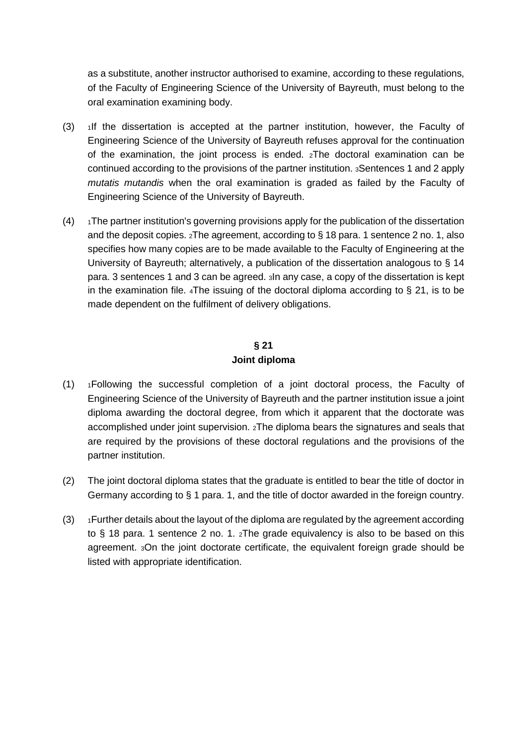as a substitute, another instructor authorised to examine, according to these regulations, of the Faculty of Engineering Science of the University of Bayreuth, must belong to the oral examination examining body.

(3) 1If the dissertation is accepted at the partner institution, however, the Faculty of Engineering Science of the University of Bayreuth refuses approval for the continuation of the examination, the joint process is ended. 2The doctoral examination can be continued according to the provisions of the partner institution. 3Sentences 1 and 2 apply *mutatis mutandis* when the oral examination is graded as failed by the Faculty of Engineering Science of the University of Bayreuth.

(4) 1The partner institution's governing provisions apply for the publication of the dissertation and the deposit copies. 2The agreement, according to § 18 para. 1 sentence 2 no. 1, also specifies how many copies are to be made available to the Faculty of Engineering at the University of Bayreuth; alternatively, a publication of the dissertation analogous to § 14 para. 3 sentences 1 and 3 can be agreed. 3In any case, a copy of the dissertation is kept in the examination file. 4The issuing of the doctoral diploma according to § 21, is to be made dependent on the fulfilment of delivery obligations.

## § 21
## Joint diploma

(1) 1Following the successful completion of a joint doctoral process, the Faculty of Engineering Science of the University of Bayreuth and the partner institution issue a joint diploma awarding the doctoral degree, from which it apparent that the doctorate was accomplished under joint supervision. 2The diploma bears the signatures and seals that are required by the provisions of these doctoral regulations and the provisions of the partner institution.

(2) The joint doctoral diploma states that the graduate is entitled to bear the title of doctor in Germany according to § 1 para. 1, and the title of doctor awarded in the foreign country.

(3) 1Further details about the layout of the diploma are regulated by the agreement according to § 18 para. 1 sentence 2 no. 1. 2The grade equivalency is also to be based on this agreement. 3On the joint doctorate certificate, the equivalent foreign grade should be listed with appropriate identification.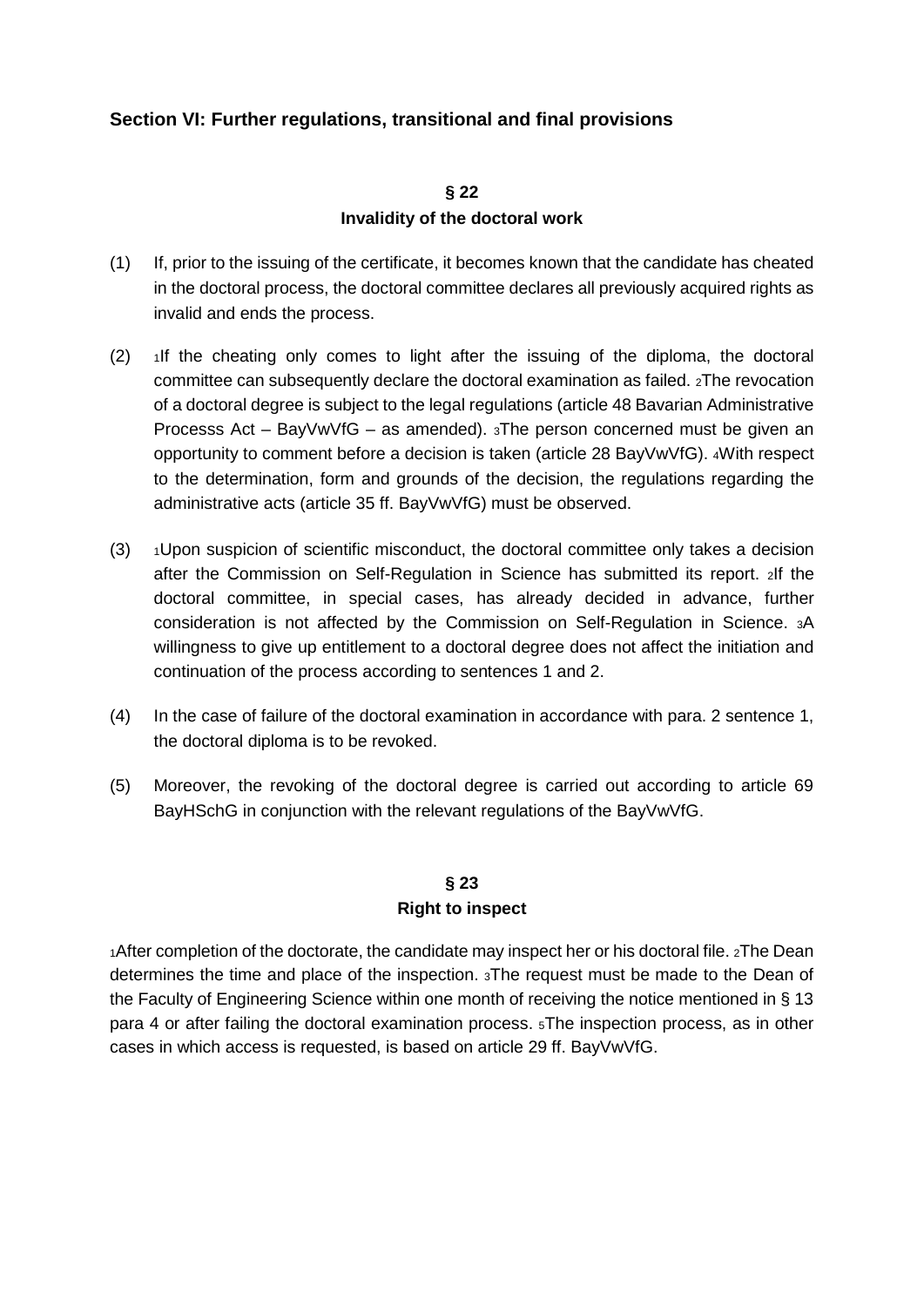## Section VI: Further regulations, transitional and final provisions

### § 22
### Invalidity of the doctoral work

(1) If, prior to the issuing of the certificate, it becomes known that the candidate has cheated in the doctoral process, the doctoral committee declares all previously acquired rights as invalid and ends the process.

(2) [1]If the cheating only comes to light after the issuing of the diploma, the doctoral committee can subsequently declare the doctoral examination as failed. [2]The revocation of a doctoral degree is subject to the legal regulations (article 48 Bavarian Administrative Processs Act – BayVwVfG – as amended). [3]The person concerned must be given an opportunity to comment before a decision is taken (article 28 BayVwVfG). [4]With respect to the determination, form and grounds of the decision, the regulations regarding the administrative acts (article 35 ff. BayVwVfG) must be observed.

(3) [1]Upon suspicion of scientific misconduct, the doctoral committee only takes a decision after the Commission on Self-Regulation in Science has submitted its report. [2]If the doctoral committee, in special cases, has already decided in advance, further consideration is not affected by the Commission on Self-Regulation in Science. [3]A willingness to give up entitlement to a doctoral degree does not affect the initiation and continuation of the process according to sentences 1 and 2.

(4) In the case of failure of the doctoral examination in accordance with para. 2 sentence 1, the doctoral diploma is to be revoked.

(5) Moreover, the revoking of the doctoral degree is carried out according to article 69 BayHSchG in conjunction with the relevant regulations of the BayVwVfG.

### § 23
### Right to inspect

[1]After completion of the doctorate, the candidate may inspect her or his doctoral file. [2]The Dean determines the time and place of the inspection. [3]The request must be made to the Dean of the Faculty of Engineering Science within one month of receiving the notice mentioned in § 13 para 4 or after failing the doctoral examination process. [5]The inspection process, as in other cases in which access is requested, is based on article 29 ff. BayVwVfG.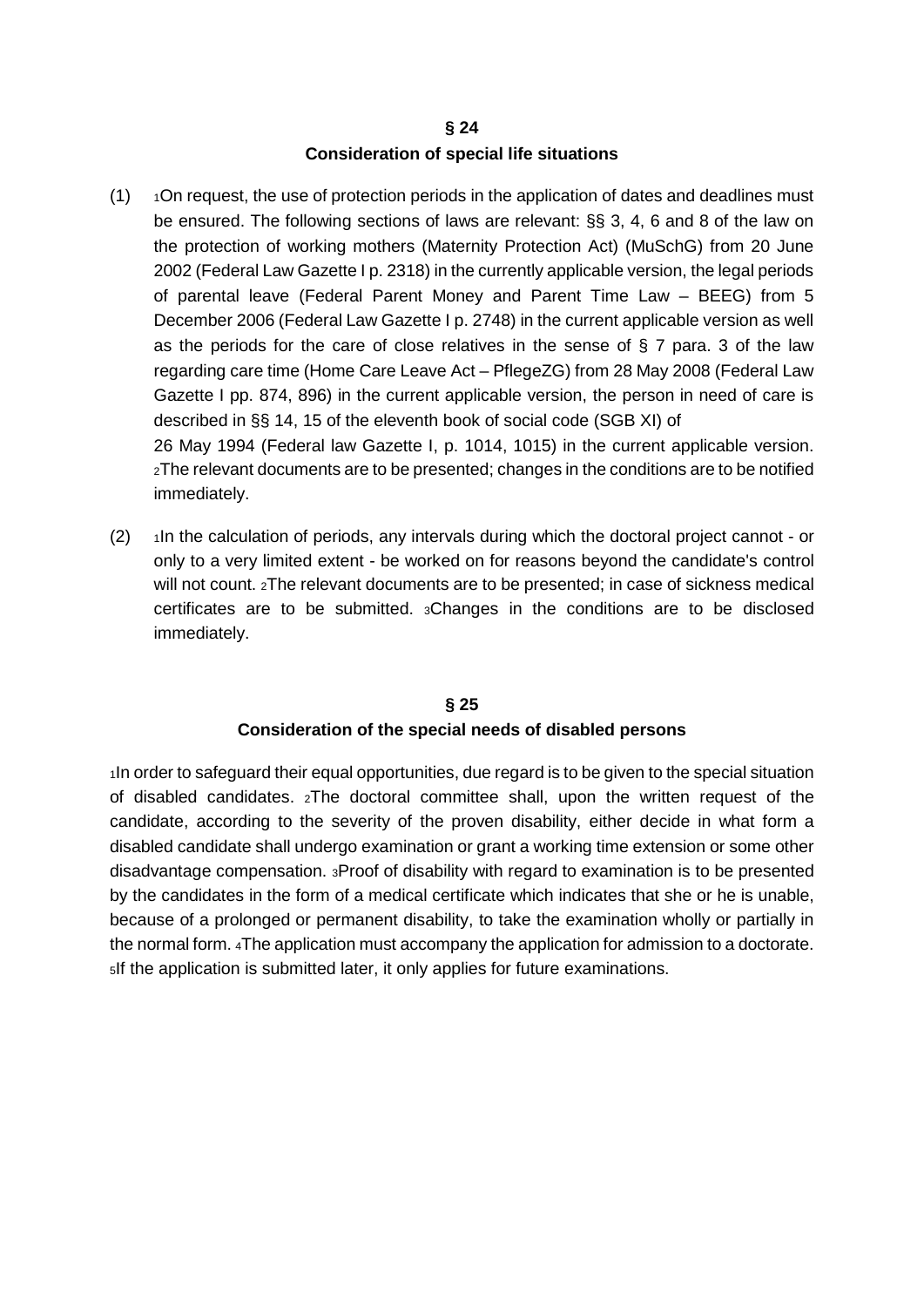## § 24
## Consideration of special life situations

(1) 1On request, the use of protection periods in the application of dates and deadlines must be ensured. The following sections of laws are relevant: §§ 3, 4, 6 and 8 of the law on the protection of working mothers (Maternity Protection Act) (MuSchG) from 20 June 2002 (Federal Law Gazette I p. 2318) in the currently applicable version, the legal periods of parental leave (Federal Parent Money and Parent Time Law – BEEG) from 5 December 2006 (Federal Law Gazette I p. 2748) in the current applicable version as well as the periods for the care of close relatives in the sense of § 7 para. 3 of the law regarding care time (Home Care Leave Act – PflegeZG) from 28 May 2008 (Federal Law Gazette I pp. 874, 896) in the current applicable version, the person in need of care is described in §§ 14, 15 of the eleventh book of social code (SGB XI) of 26 May 1994 (Federal law Gazette I, p. 1014, 1015) in the current applicable version. 2The relevant documents are to be presented; changes in the conditions are to be notified immediately.

(2) 1In the calculation of periods, any intervals during which the doctoral project cannot - or only to a very limited extent - be worked on for reasons beyond the candidate's control will not count. 2The relevant documents are to be presented; in case of sickness medical certificates are to be submitted. 3Changes in the conditions are to be disclosed immediately.

## § 25
## Consideration of the special needs of disabled persons

1In order to safeguard their equal opportunities, due regard is to be given to the special situation of disabled candidates. 2The doctoral committee shall, upon the written request of the candidate, according to the severity of the proven disability, either decide in what form a disabled candidate shall undergo examination or grant a working time extension or some other disadvantage compensation. 3Proof of disability with regard to examination is to be presented by the candidates in the form of a medical certificate which indicates that she or he is unable, because of a prolonged or permanent disability, to take the examination wholly or partially in the normal form. 4The application must accompany the application for admission to a doctorate. 5If the application is submitted later, it only applies for future examinations.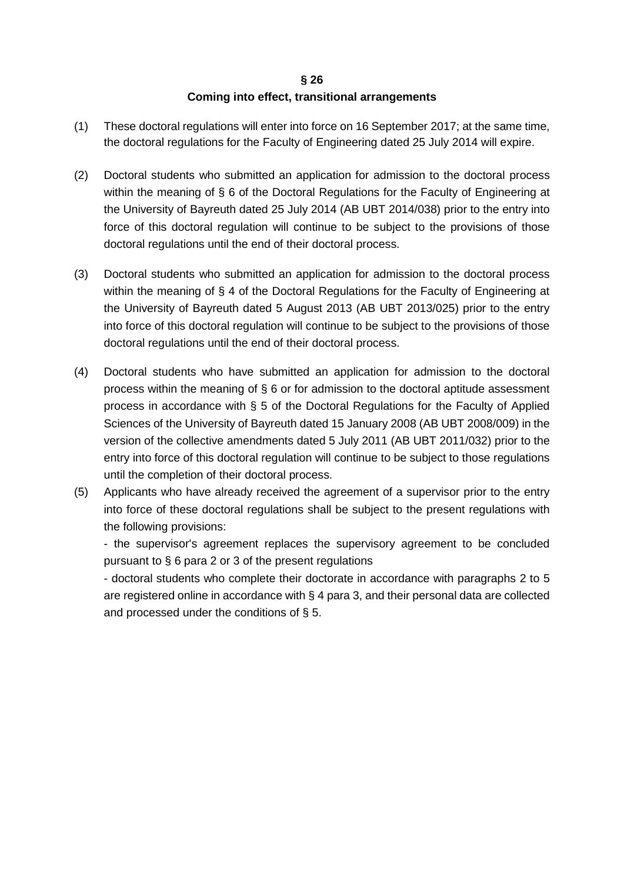## § 26
## Coming into effect, transitional arrangements

(1) These doctoral regulations will enter into force on 16 September 2017; at the same time, the doctoral regulations for the Faculty of Engineering dated 25 July 2014 will expire.

(2) Doctoral students who submitted an application for admission to the doctoral process within the meaning of § 6 of the Doctoral Regulations for the Faculty of Engineering at the University of Bayreuth dated 25 July 2014 (AB UBT 2014/038) prior to the entry into force of this doctoral regulation will continue to be subject to the provisions of those doctoral regulations until the end of their doctoral process.

(3) Doctoral students who submitted an application for admission to the doctoral process within the meaning of § 4 of the Doctoral Regulations for the Faculty of Engineering at the University of Bayreuth dated 5 August 2013 (AB UBT 2013/025) prior to the entry into force of this doctoral regulation will continue to be subject to the provisions of those doctoral regulations until the end of their doctoral process.

(4) Doctoral students who have submitted an application for admission to the doctoral process within the meaning of § 6 or for admission to the doctoral aptitude assessment process in accordance with § 5 of the Doctoral Regulations for the Faculty of Applied Sciences of the University of Bayreuth dated 15 January 2008 (AB UBT 2008/009) in the version of the collective amendments dated 5 July 2011 (AB UBT 2011/032) prior to the entry into force of this doctoral regulation will continue to be subject to those regulations until the completion of their doctoral process.

(5) Applicants who have already received the agreement of a supervisor prior to the entry into force of these doctoral regulations shall be subject to the present regulations with the following provisions:

- the supervisor's agreement replaces the supervisory agreement to be concluded pursuant to § 6 para 2 or 3 of the present regulations
- doctoral students who complete their doctorate in accordance with paragraphs 2 to 5 are registered online in accordance with § 4 para 3, and their personal data are collected and processed under the conditions of § 5.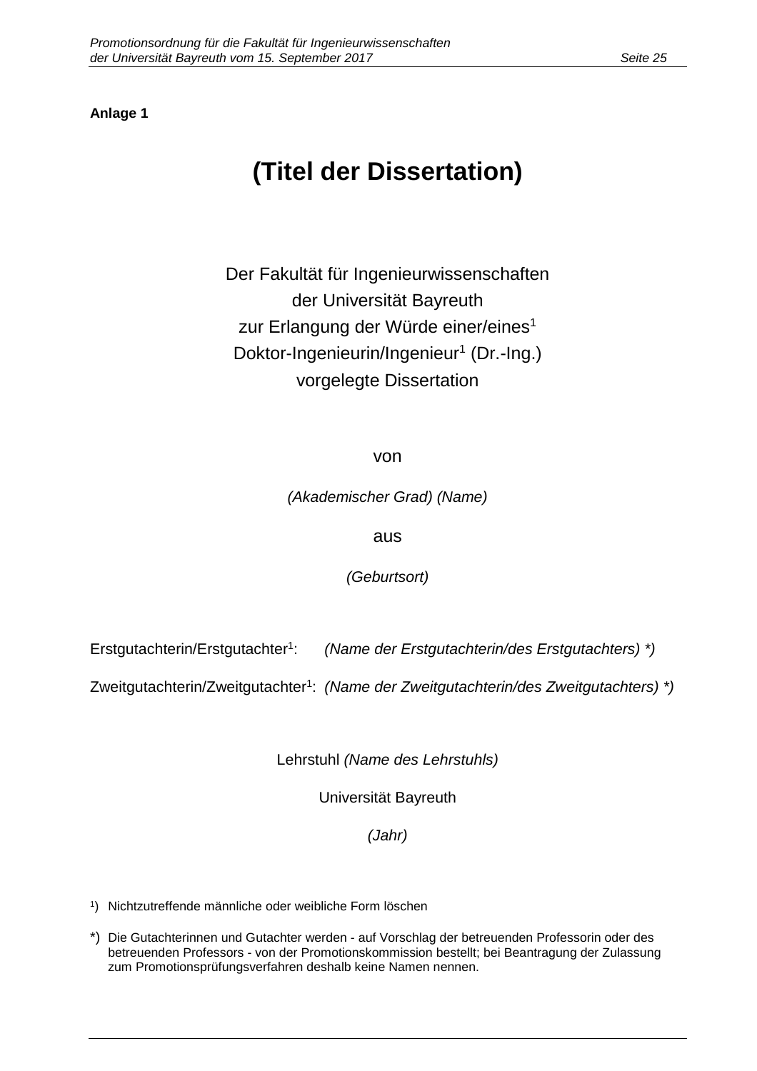**Anlage 1**

# (Titel der Dissertation)

Der Fakultät für Ingenieurwissenschaften
der Universität Bayreuth
zur Erlangung der Würde einer/eines[1]
Doktor-Ingenieurin/Ingenieur[1] (Dr.-Ing.)
vorgelegte Dissertation

von

*(Akademischer Grad) (Name)*

aus

*(Geburtsort)*

Erstgutachterin/Erstgutachter[1]: *(Name der Erstgutachterin/des Erstgutachters) *)*

Zweitgutachterin/Zweitgutachter[1]: *(Name der Zweitgutachterin/des Zweitgutachters) *)*

Lehrstuhl *(Name des Lehrstuhls)*

Universität Bayreuth

*(Jahr)*

[1]) Nichtzutreffende männliche oder weibliche Form löschen

*) Die Gutachterinnen und Gutachter werden - auf Vorschlag der betreuenden Professorin oder des betreuenden Professors - von der Promotionskommission bestellt; bei Beantragung der Zulassung zum Promotionsprüfungsverfahren deshalb keine Namen nennen.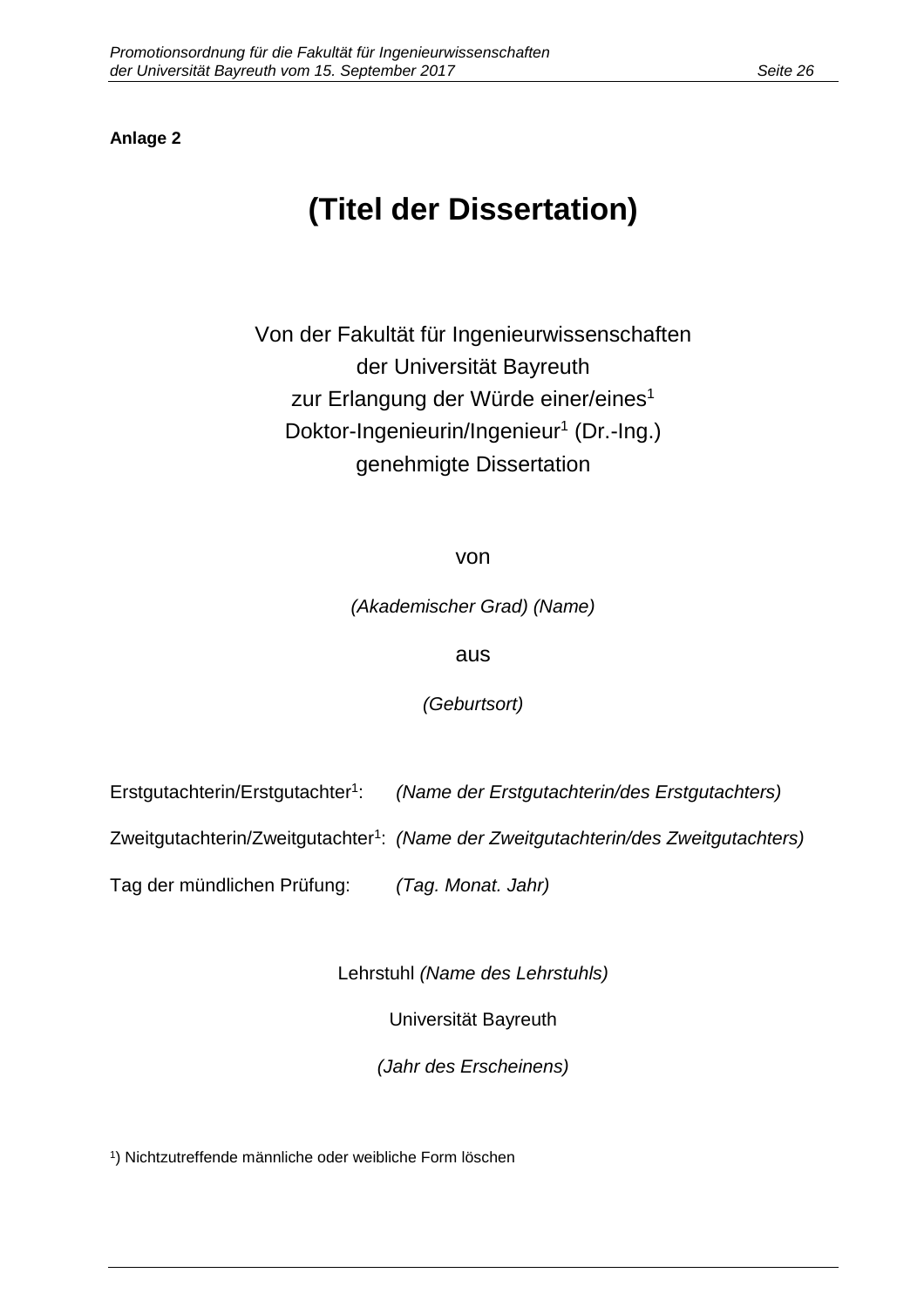**Anlage 2**

# (Titel der Dissertation)

Von der Fakultät für Ingenieurwissenschaften
der Universität Bayreuth
zur Erlangung der Würde einer/eines[1]
Doktor-Ingenieurin/Ingenieur[1] (Dr.-Ing.)
genehmigte Dissertation

von

*(Akademischer Grad) (Name)*

aus

*(Geburtsort)*

Erstgutachterin/Erstgutachter[1]: *(Name der Erstgutachterin/des Erstgutachters)*

Zweitgutachterin/Zweitgutachter[1]: *(Name der Zweitgutachterin/des Zweitgutachters)*

Tag der mündlichen Prüfung: *(Tag. Monat. Jahr)*

Lehrstuhl *(Name des Lehrstuhls)*

Universität Bayreuth

*(Jahr des Erscheinens)*

[1]) Nichtzutreffende männliche oder weibliche Form löschen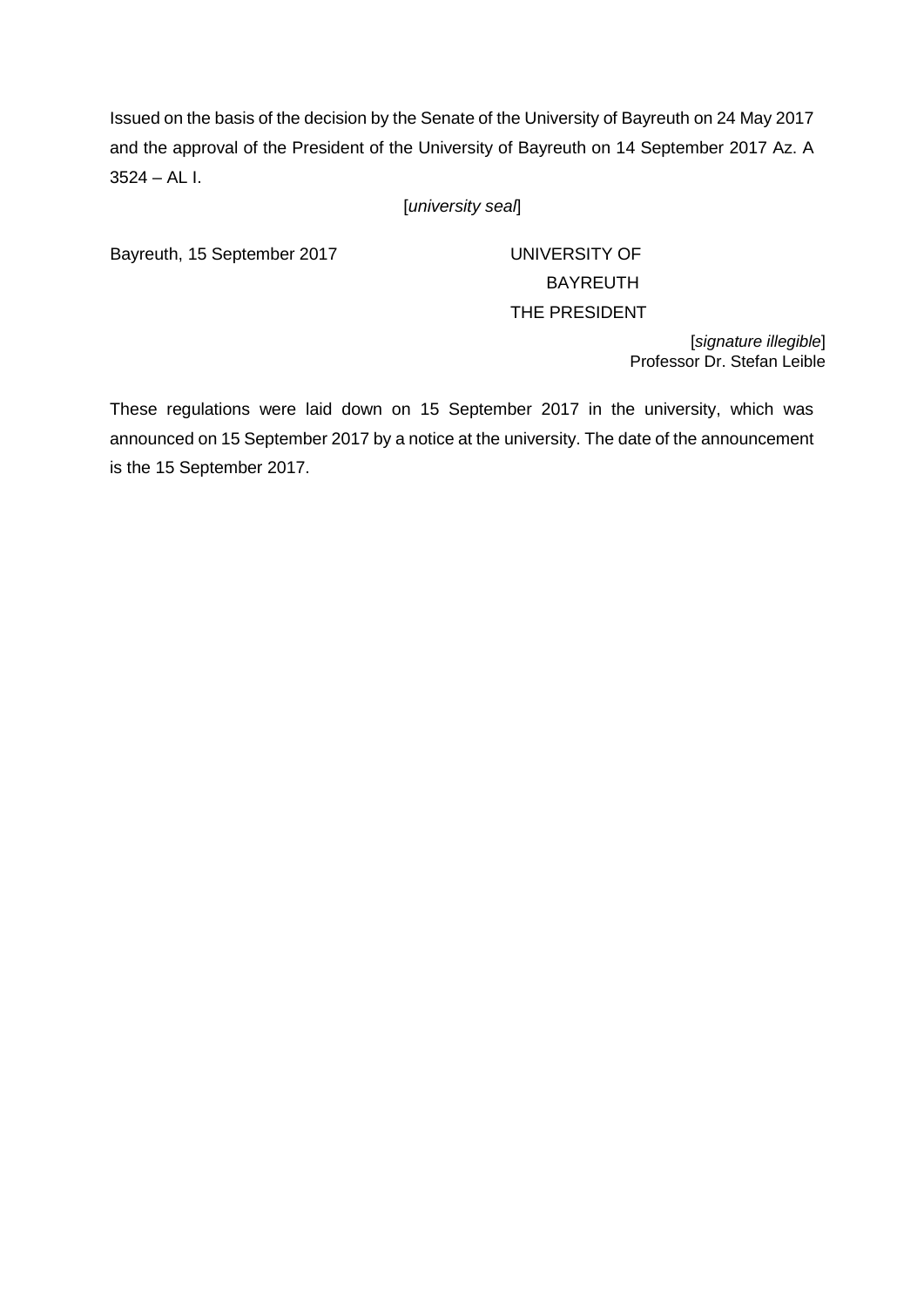Issued on the basis of the decision by the Senate of the University of Bayreuth on 24 May 2017 and the approval of the President of the University of Bayreuth on 14 September 2017 Az. A 3524 – AL I.

[*university seal*]

Bayreuth, 15 September 2017

UNIVERSITY OF
BAYREUTH
THE PRESIDENT

[*signature illegible*]
Professor Dr. Stefan Leible

These regulations were laid down on 15 September 2017 in the university, which was announced on 15 September 2017 by a notice at the university. The date of the announcement is the 15 September 2017.